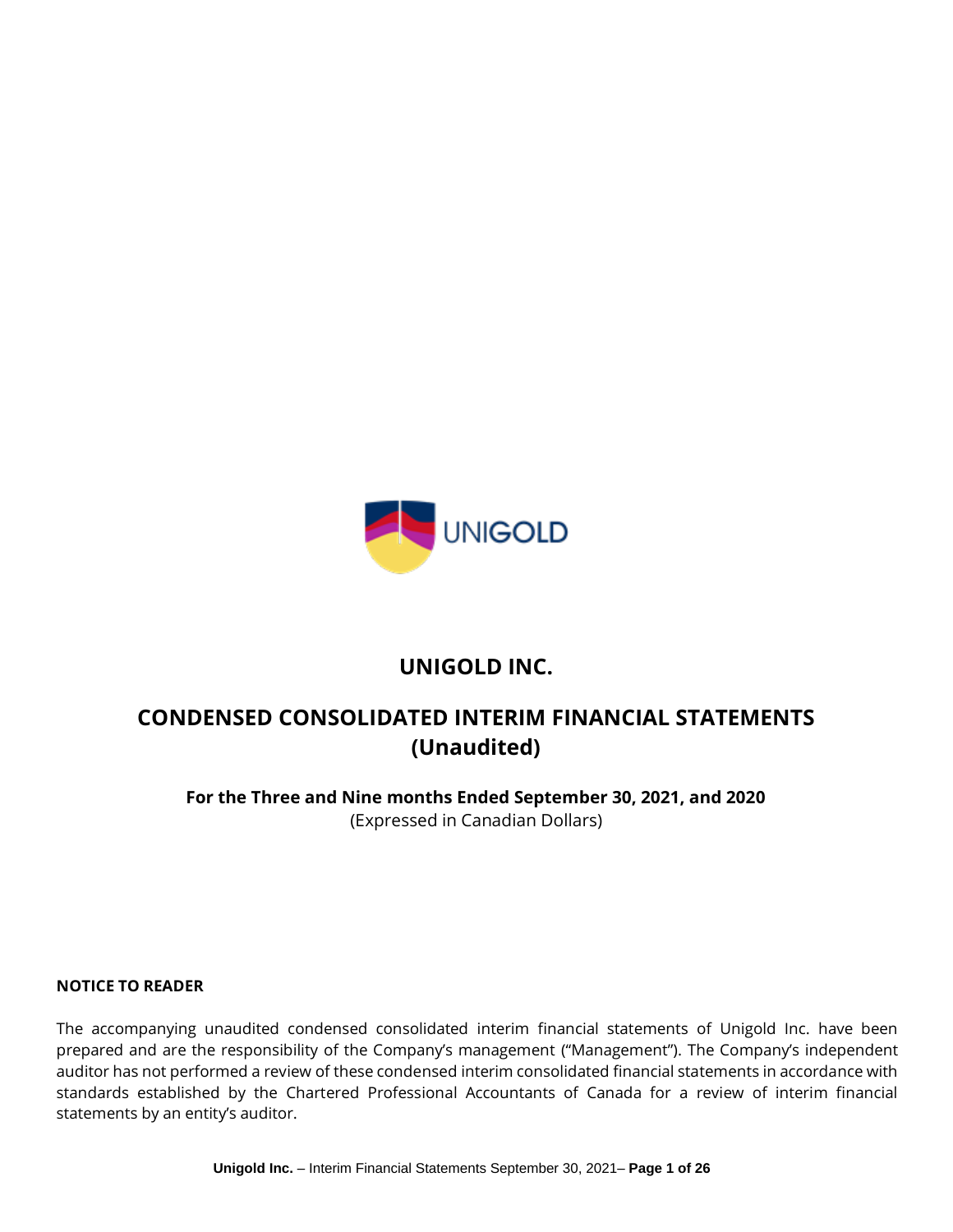# UNIGOLD INC.

## CONDENSED CONSOLIDATED INTERIM FINANCIAL STATEMENTS (Unaudited)

**For the Three and Nine months Ended September 30, 2021, and 2020**

(Expressed in Canadian Dollars)

**NOTICE TO READER**

The accompanying unaudited condensed consolidated interim financial statements of Unigold Inc. have been prepared and are the responsibility of the Company's management ("Management"). The Company's independent auditor has not performed a review of these condensed interim consolidated financial statements in accordance with standards established by the Chartered Professional Accountants of Canada for a review of interim financial statements by an entity's auditor.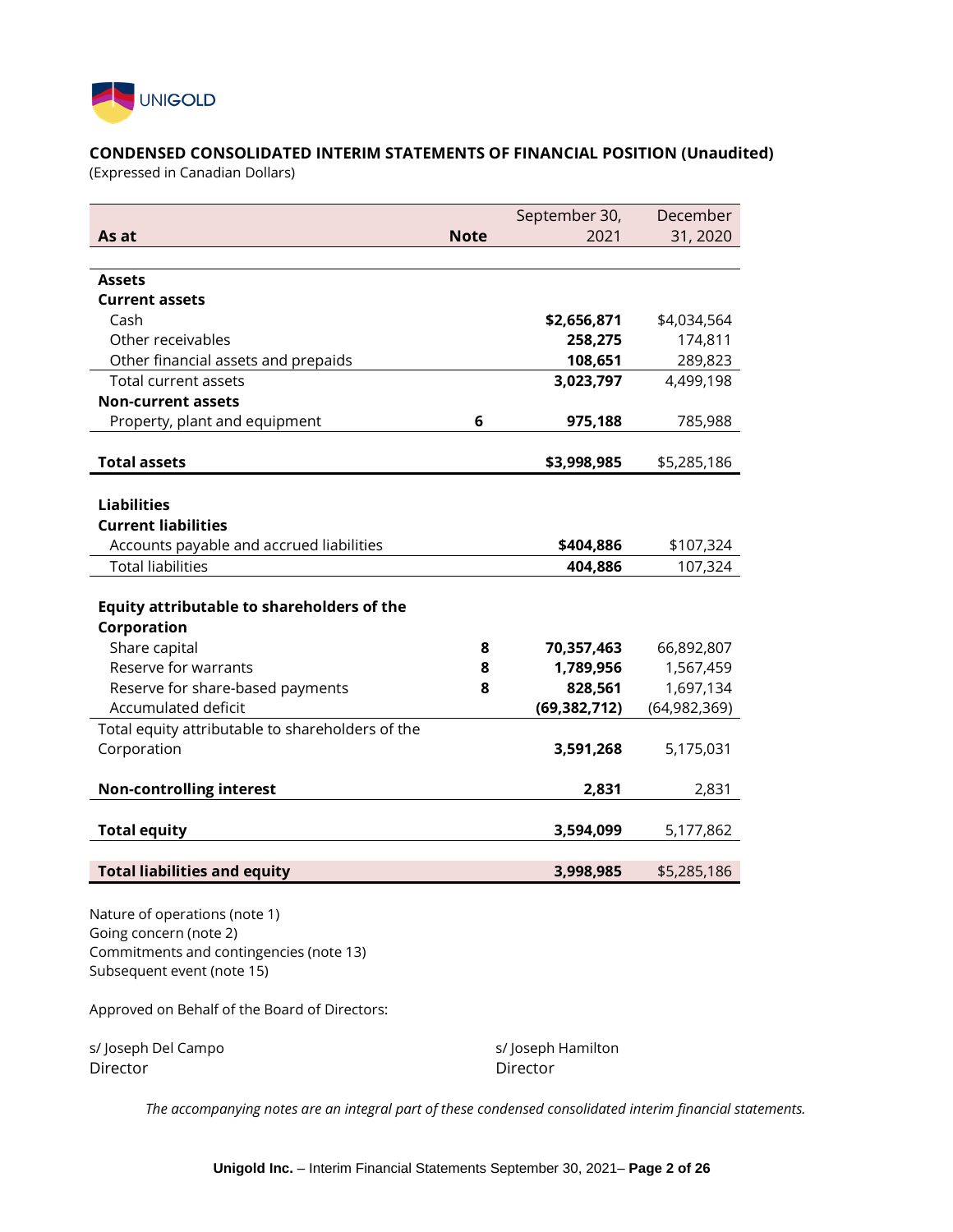UNIGOLD

## CONDENSED CONSOLIDATED INTERIM STATEMENTS OF FINANCIAL POSITION (Unaudited)

(Expressed in Canadian Dollars)

| As at | Note | September 30, 2021 | December 31, 2020 |
|---|---|---|---|
| **Assets** | | | |
| **Current assets** | | | |
| Cash | | **$2,656,871** | $4,034,564 |
| Other receivables | | **258,275** | 174,811 |
| Other financial assets and prepaids | | **108,651** | 289,823 |
| Total current assets | | **3,023,797** | 4,499,198 |
| **Non-current assets** | | | |
| Property, plant and equipment | 6 | **975,188** | 785,988 |
| **Total assets** | | **$3,998,985** | $5,285,186 |
| **Liabilities** | | | |
| **Current liabilities** | | | |
| Accounts payable and accrued liabilities | | **$404,886** | $107,324 |
| Total liabilities | | **404,886** | 107,324 |
| **Equity attributable to shareholders of the Corporation** | | | |
| Share capital | 8 | **70,357,463** | 66,892,807 |
| Reserve for warrants | 8 | **1,789,956** | 1,567,459 |
| Reserve for share-based payments | 8 | **828,561** | 1,697,134 |
| Accumulated deficit | | **(69,382,712)** | (64,982,369) |
| Total equity attributable to shareholders of the Corporation | | **3,591,268** | 5,175,031 |
| **Non-controlling interest** | | **2,831** | 2,831 |
| **Total equity** | | **3,594,099** | 5,177,862 |
| **Total liabilities and equity** | | **3,998,985** | $5,285,186 |

Nature of operations (note 1)
Going concern (note 2)
Commitments and contingencies (note 13)
Subsequent event (note 15)

Approved on Behalf of the Board of Directors:

s/ Joseph Del Campo
Director

s/ Joseph Hamilton
Director

*The accompanying notes are an integral part of these condensed consolidated interim financial statements.*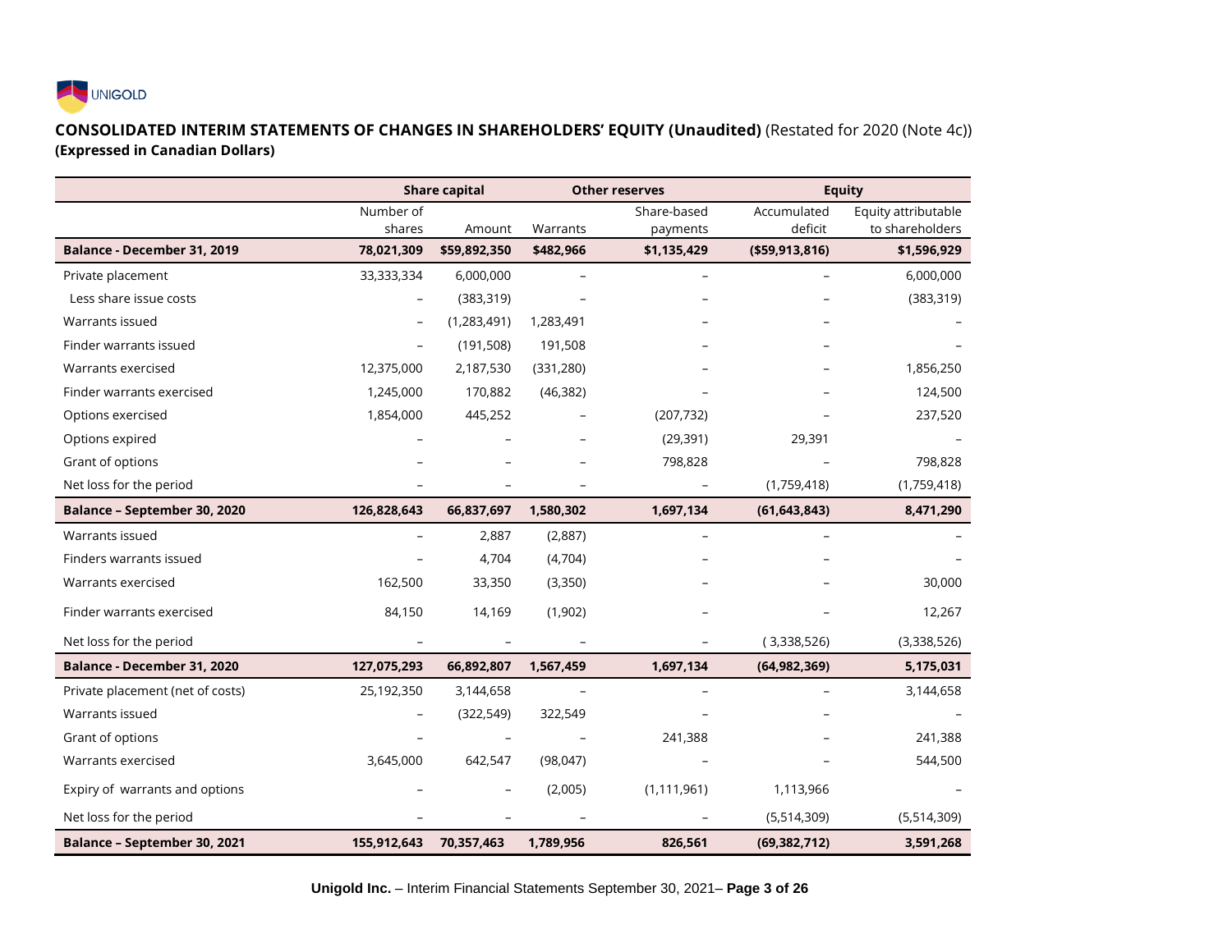## CONSOLIDATED INTERIM STATEMENTS OF CHANGES IN SHAREHOLDERS' EQUITY (Unaudited) (Restated for 2020 (Note 4c))

**(Expressed in Canadian Dollars)**

| | Share capital | | Other reserves | | Equity | |
|---|---|---|---|---|---|---|
| | Number of shares | Amount | Warrants | Share-based payments | Accumulated deficit | Equity attributable to shareholders |
| **Balance - December 31, 2019** | **78,021,309** | **$59,892,350** | **$482,966** | **$1,135,429** | **($59,913,816)** | **$1,596,929** |
| Private placement | 33,333,334 | 6,000,000 | – | – | – | 6,000,000 |
| Less share issue costs | – | (383,319) | – | – | – | (383,319) |
| Warrants issued | – | (1,283,491) | 1,283,491 | – | – | – |
| Finder warrants issued | – | (191,508) | 191,508 | – | – | – |
| Warrants exercised | 12,375,000 | 2,187,530 | (331,280) | – | – | 1,856,250 |
| Finder warrants exercised | 1,245,000 | 170,882 | (46,382) | – | – | 124,500 |
| Options exercised | 1,854,000 | 445,252 | – | (207,732) | – | 237,520 |
| Options expired | – | – | – | (29,391) | 29,391 | – |
| Grant of options | – | – | – | 798,828 | – | 798,828 |
| Net loss for the period | – | – | – | – | (1,759,418) | (1,759,418) |
| **Balance – September 30, 2020** | **126,828,643** | **66,837,697** | **1,580,302** | **1,697,134** | **(61,643,843)** | **8,471,290** |
| Warrants issued | – | 2,887 | (2,887) | – | – | – |
| Finders warrants issued | – | 4,704 | (4,704) | – | – | – |
| Warrants exercised | 162,500 | 33,350 | (3,350) | – | – | 30,000 |
| Finder warrants exercised | 84,150 | 14,169 | (1,902) | – | – | 12,267 |
| Net loss for the period | – | – | – | – | ( 3,338,526) | (3,338,526) |
| **Balance - December 31, 2020** | **127,075,293** | **66,892,807** | **1,567,459** | **1,697,134** | **(64,982,369)** | **5,175,031** |
| Private placement (net of costs) | 25,192,350 | 3,144,658 | – | – | – | 3,144,658 |
| Warrants issued | – | (322,549) | 322,549 | – | – | – |
| Grant of options | – | – | – | 241,388 | – | 241,388 |
| Warrants exercised | 3,645,000 | 642,547 | (98,047) | – | – | 544,500 |
| Expiry of warrants and options | – | – | (2,005) | (1,111,961) | 1,113,966 | – |
| Net loss for the period | – | – | – | – | (5,514,309) | (5,514,309) |
| **Balance – September 30, 2021** | **155,912,643** | **70,357,463** | **1,789,956** | **826,561** | **(69,382,712)** | **3,591,268** |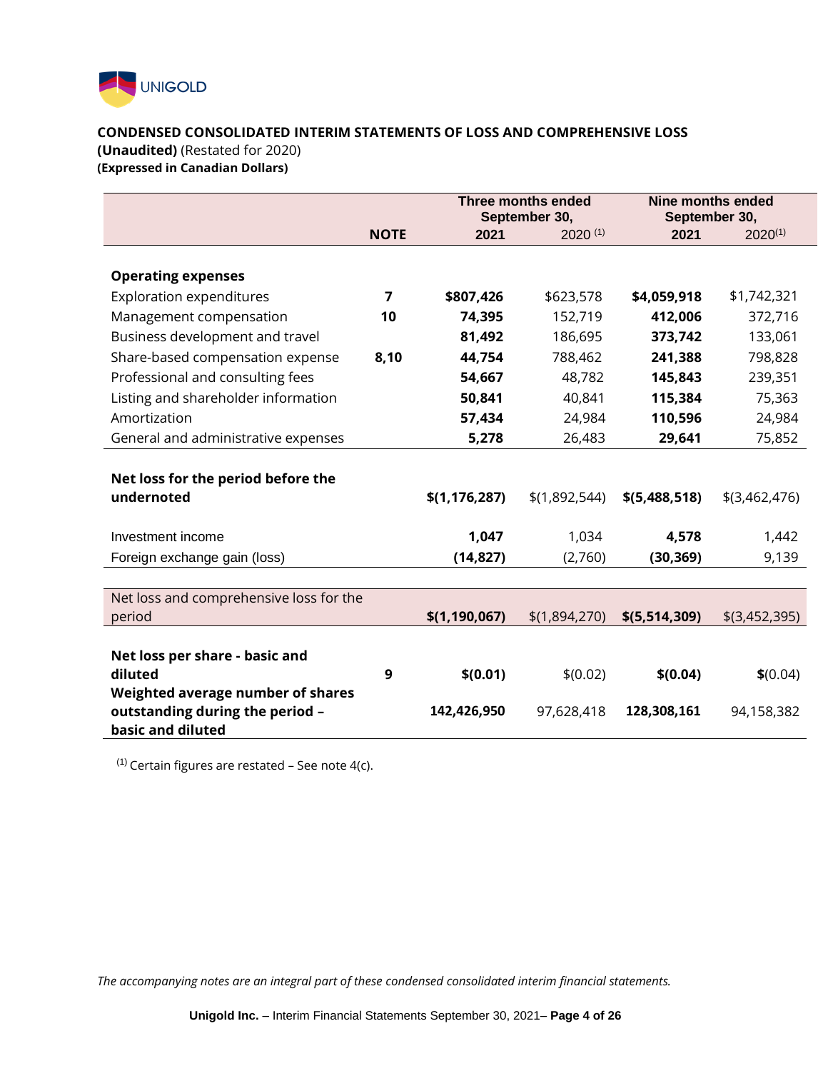UNIGOLD

## CONDENSED CONSOLIDATED INTERIM STATEMENTS OF LOSS AND COMPREHENSIVE LOSS

**(Unaudited)** (Restated for 2020)
**(Expressed in Canadian Dollars)**

| | | Three months ended September 30, | | Nine months ended September 30, | |
|---|---|---|---|---|---|
| | **NOTE** | **2021** | 2020 [(1)] | **2021** | 2020[(1)] |
| **Operating expenses** | | | | | |
| Exploration expenditures | **7** | **$807,426** | $623,578 | **$4,059,918** | $1,742,321 |
| Management compensation | **10** | **74,395** | 152,719 | **412,006** | 372,716 |
| Business development and travel | | **81,492** | 186,695 | **373,742** | 133,061 |
| Share-based compensation expense | **8,10** | **44,754** | 788,462 | **241,388** | 798,828 |
| Professional and consulting fees | | **54,667** | 48,782 | **145,843** | 239,351 |
| Listing and shareholder information | | **50,841** | 40,841 | **115,384** | 75,363 |
| Amortization | | **57,434** | 24,984 | **110,596** | 24,984 |
| General and administrative expenses | | **5,278** | 26,483 | **29,641** | 75,852 |
| **Net loss for the period before the undernoted** | | **$(1,176,287)** | $(1,892,544) | **$(5,488,518)** | $(3,462,476) |
| Investment income | | **1,047** | 1,034 | **4,578** | 1,442 |
| Foreign exchange gain (loss) | | **(14,827)** | (2,760) | **(30,369)** | 9,139 |
| Net loss and comprehensive loss for the period | | **$(1,190,067)** | $(1,894,270) | **$(5,514,309)** | $(3,452,395) |
| **Net loss per share - basic and diluted** | **9** | **$(0.01)** | $(0.02) | **$(0.04)** | $(0.04) |
| **Weighted average number of shares outstanding during the period – basic and diluted** | | **142,426,950** | 97,628,418 | **128,308,161** | 94,158,382 |

[(1)] Certain figures are restated – See note 4(c).

*The accompanying notes are an integral part of these condensed consolidated interim financial statements.*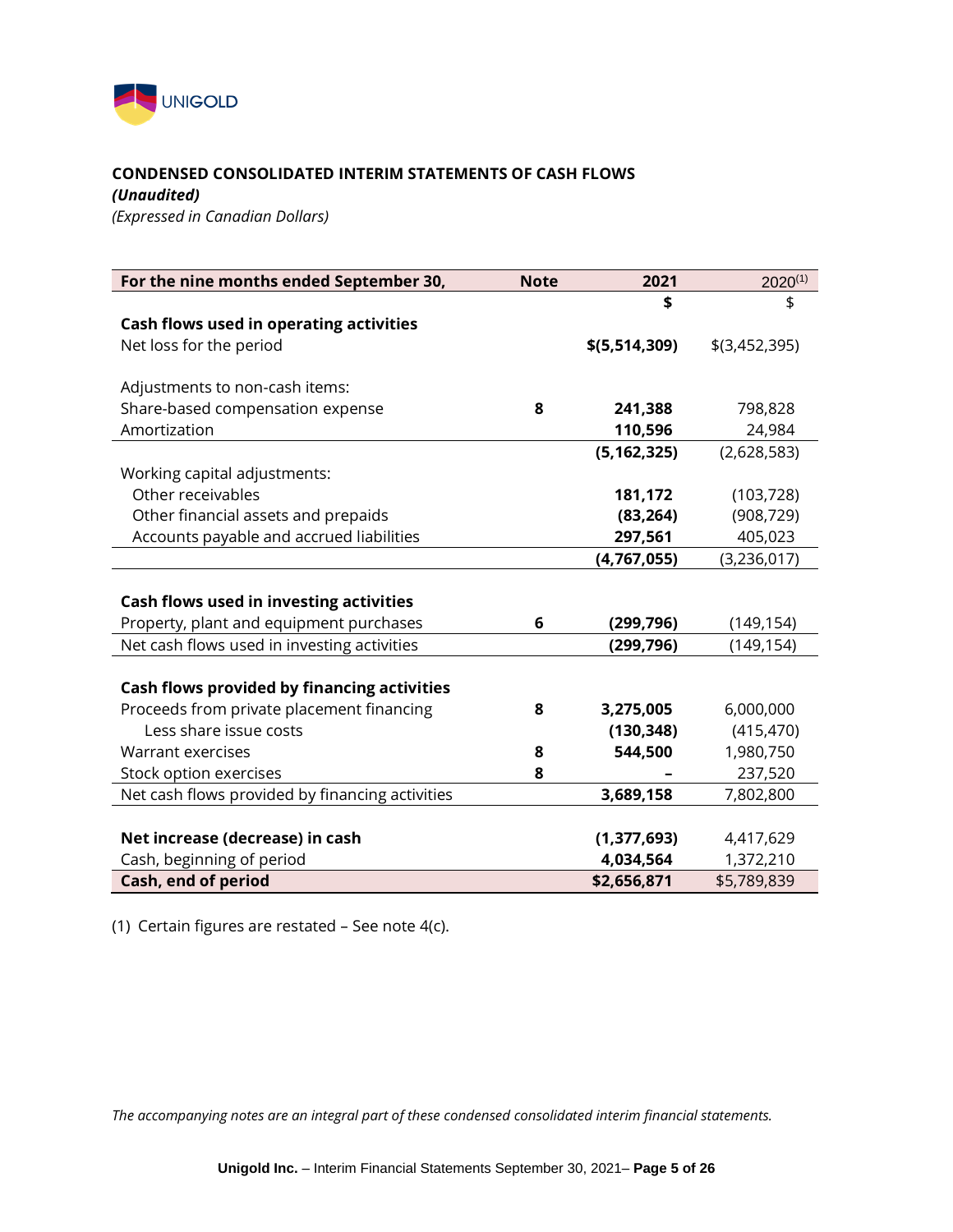UNIGOLD

## CONDENSED CONSOLIDATED INTERIM STATEMENTS OF CASH FLOWS

***(Unaudited)***

*(Expressed in Canadian Dollars)*

| For the nine months ended September 30, | Note | 2021 | 2020(1) |
|---|---|---|---|
| | | **$** | $ |
| **Cash flows used in operating activities** | | | |
| Net loss for the period | | **$(5,514,309)** | $(3,452,395) |
| | | | |
| Adjustments to non-cash items: | | | |
| Share-based compensation expense | 8 | **241,388** | 798,828 |
| Amortization | | **110,596** | 24,984 |
| | | **(5,162,325)** | (2,628,583) |
| Working capital adjustments: | | | |
| Other receivables | | **181,172** | (103,728) |
| Other financial assets and prepaids | | **(83,264)** | (908,729) |
| Accounts payable and accrued liabilities | | **297,561** | 405,023 |
| | | **(4,767,055)** | (3,236,017) |
| | | | |
| **Cash flows used in investing activities** | | | |
| Property, plant and equipment purchases | 6 | **(299,796)** | (149,154) |
| Net cash flows used in investing activities | | **(299,796)** | (149,154) |
| | | | |
| **Cash flows provided by financing activities** | | | |
| Proceeds from private placement financing | 8 | **3,275,005** | 6,000,000 |
| Less share issue costs | | **(130,348)** | (415,470) |
| Warrant exercises | 8 | **544,500** | 1,980,750 |
| Stock option exercises | 8 | **–** | 237,520 |
| Net cash flows provided by financing activities | | **3,689,158** | 7,802,800 |
| | | | |
| **Net increase (decrease) in cash** | | **(1,377,693)** | 4,417,629 |
| Cash, beginning of period | | **4,034,564** | 1,372,210 |
| **Cash, end of period** | | **$2,656,871** | $5,789,839 |

(1) Certain figures are restated – See note 4(c).

*The accompanying notes are an integral part of these condensed consolidated interim financial statements.*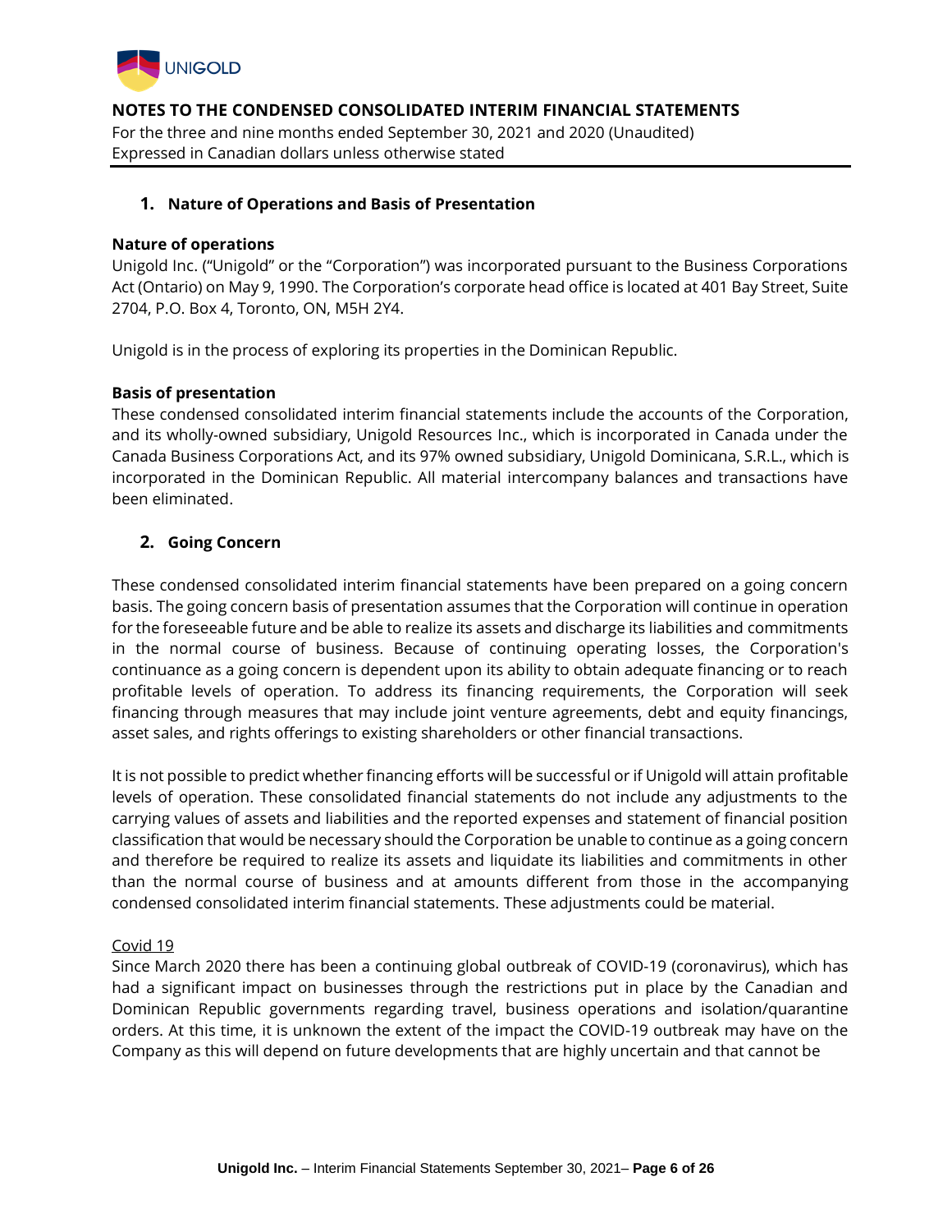## 1. Nature of Operations and Basis of Presentation

**Nature of operations**

Unigold Inc. ("Unigold" or the "Corporation") was incorporated pursuant to the Business Corporations Act (Ontario) on May 9, 1990. The Corporation's corporate head office is located at 401 Bay Street, Suite 2704, P.O. Box 4, Toronto, ON, M5H 2Y4.

Unigold is in the process of exploring its properties in the Dominican Republic.

**Basis of presentation**

These condensed consolidated interim financial statements include the accounts of the Corporation, and its wholly-owned subsidiary, Unigold Resources Inc., which is incorporated in Canada under the Canada Business Corporations Act, and its 97% owned subsidiary, Unigold Dominicana, S.R.L., which is incorporated in the Dominican Republic. All material intercompany balances and transactions have been eliminated.

## 2. Going Concern

These condensed consolidated interim financial statements have been prepared on a going concern basis. The going concern basis of presentation assumes that the Corporation will continue in operation for the foreseeable future and be able to realize its assets and discharge its liabilities and commitments in the normal course of business. Because of continuing operating losses, the Corporation's continuance as a going concern is dependent upon its ability to obtain adequate financing or to reach profitable levels of operation. To address its financing requirements, the Corporation will seek financing through measures that may include joint venture agreements, debt and equity financings, asset sales, and rights offerings to existing shareholders or other financial transactions.

It is not possible to predict whether financing efforts will be successful or if Unigold will attain profitable levels of operation. These consolidated financial statements do not include any adjustments to the carrying values of assets and liabilities and the reported expenses and statement of financial position classification that would be necessary should the Corporation be unable to continue as a going concern and therefore be required to realize its assets and liquidate its liabilities and commitments in other than the normal course of business and at amounts different from those in the accompanying condensed consolidated interim financial statements. These adjustments could be material.

Covid 19

Since March 2020 there has been a continuing global outbreak of COVID-19 (coronavirus), which has had a significant impact on businesses through the restrictions put in place by the Canadian and Dominican Republic governments regarding travel, business operations and isolation/quarantine orders. At this time, it is unknown the extent of the impact the COVID-19 outbreak may have on the Company as this will depend on future developments that are highly uncertain and that cannot be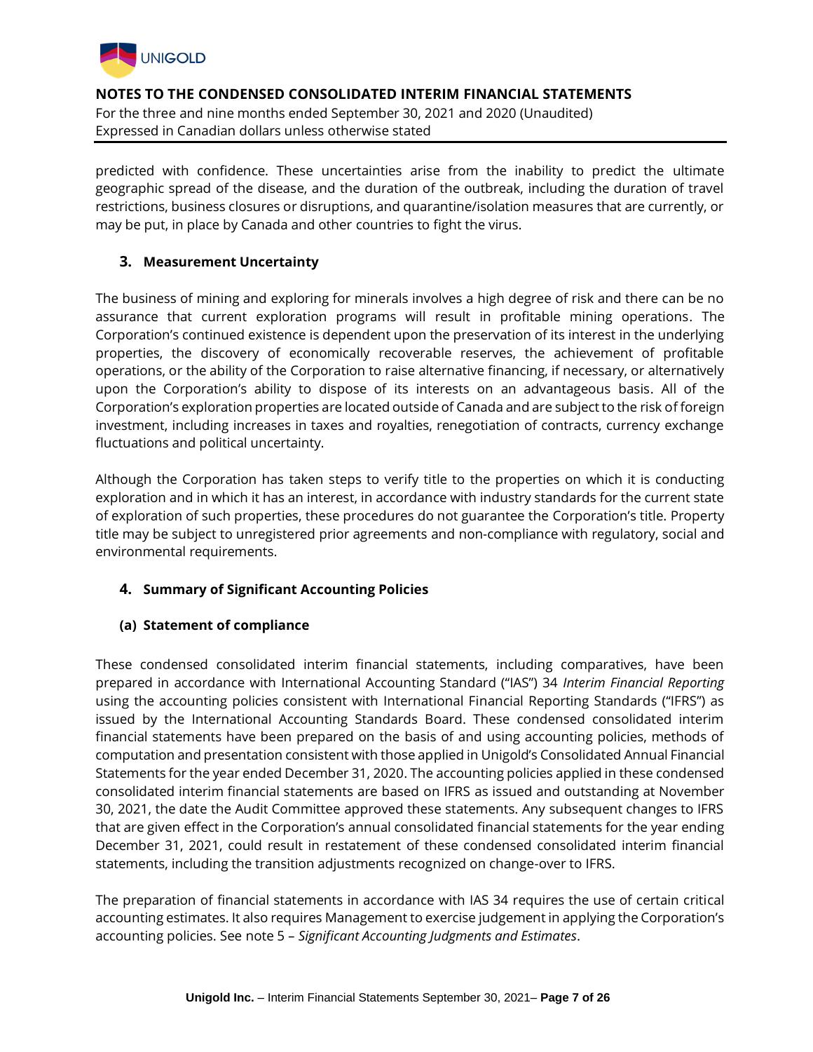predicted with confidence. These uncertainties arise from the inability to predict the ultimate geographic spread of the disease, and the duration of the outbreak, including the duration of travel restrictions, business closures or disruptions, and quarantine/isolation measures that are currently, or may be put, in place by Canada and other countries to fight the virus.

## 3. Measurement Uncertainty

The business of mining and exploring for minerals involves a high degree of risk and there can be no assurance that current exploration programs will result in profitable mining operations. The Corporation's continued existence is dependent upon the preservation of its interest in the underlying properties, the discovery of economically recoverable reserves, the achievement of profitable operations, or the ability of the Corporation to raise alternative financing, if necessary, or alternatively upon the Corporation's ability to dispose of its interests on an advantageous basis. All of the Corporation's exploration properties are located outside of Canada and are subject to the risk of foreign investment, including increases in taxes and royalties, renegotiation of contracts, currency exchange fluctuations and political uncertainty.

Although the Corporation has taken steps to verify title to the properties on which it is conducting exploration and in which it has an interest, in accordance with industry standards for the current state of exploration of such properties, these procedures do not guarantee the Corporation's title. Property title may be subject to unregistered prior agreements and non-compliance with regulatory, social and environmental requirements.

## 4. Summary of Significant Accounting Policies

### (a) Statement of compliance

These condensed consolidated interim financial statements, including comparatives, have been prepared in accordance with International Accounting Standard ("IAS") 34 *Interim Financial Reporting* using the accounting policies consistent with International Financial Reporting Standards ("IFRS") as issued by the International Accounting Standards Board. These condensed consolidated interim financial statements have been prepared on the basis of and using accounting policies, methods of computation and presentation consistent with those applied in Unigold's Consolidated Annual Financial Statements for the year ended December 31, 2020. The accounting policies applied in these condensed consolidated interim financial statements are based on IFRS as issued and outstanding at November 30, 2021, the date the Audit Committee approved these statements. Any subsequent changes to IFRS that are given effect in the Corporation's annual consolidated financial statements for the year ending December 31, 2021, could result in restatement of these condensed consolidated interim financial statements, including the transition adjustments recognized on change-over to IFRS.

The preparation of financial statements in accordance with IAS 34 requires the use of certain critical accounting estimates. It also requires Management to exercise judgement in applying the Corporation's accounting policies. See note 5 – *Significant Accounting Judgments and Estimates*.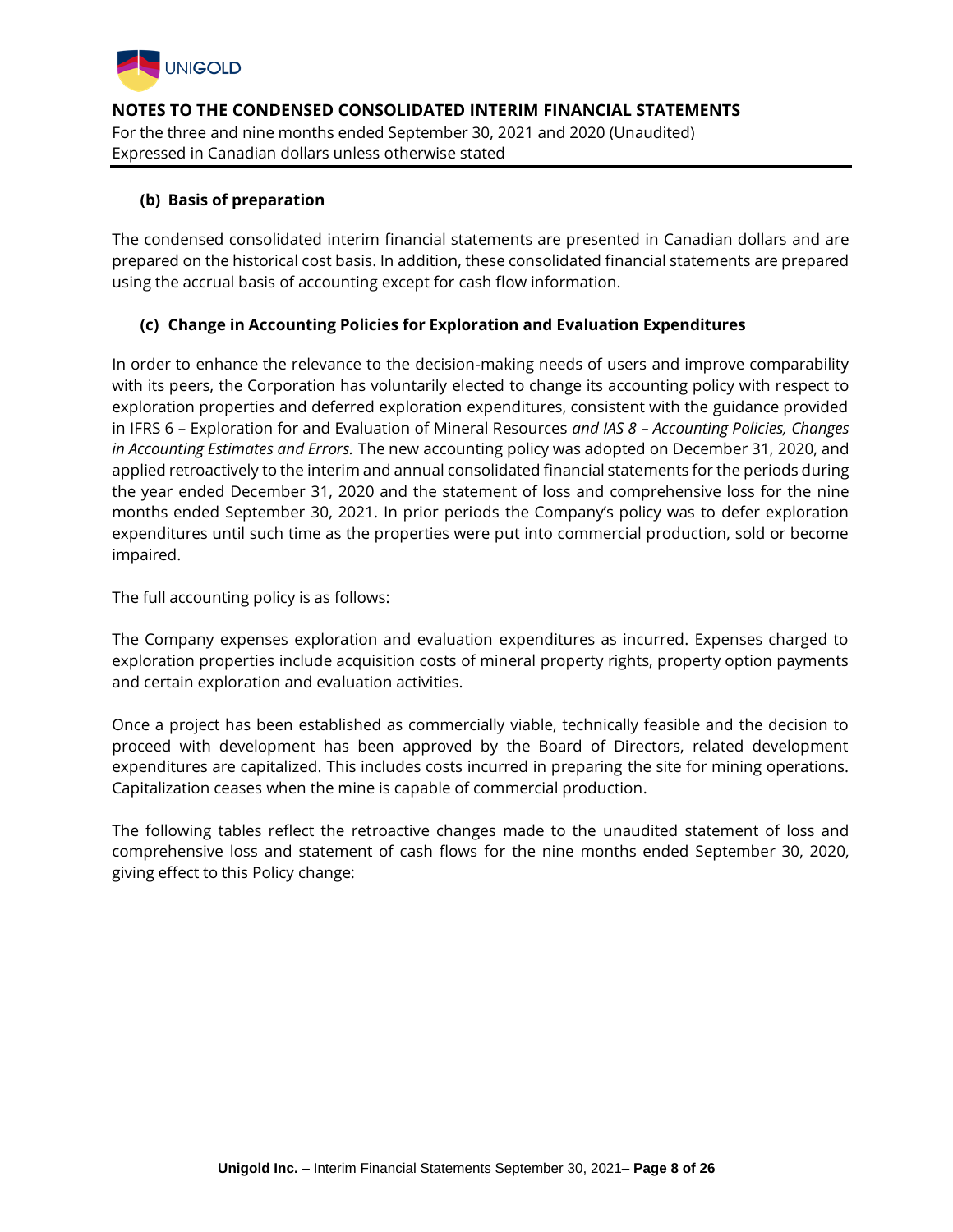**(b) Basis of preparation**

The condensed consolidated interim financial statements are presented in Canadian dollars and are prepared on the historical cost basis. In addition, these consolidated financial statements are prepared using the accrual basis of accounting except for cash flow information.

**(c) Change in Accounting Policies for Exploration and Evaluation Expenditures**

In order to enhance the relevance to the decision-making needs of users and improve comparability with its peers, the Corporation has voluntarily elected to change its accounting policy with respect to exploration properties and deferred exploration expenditures, consistent with the guidance provided in IFRS 6 – Exploration for and Evaluation of Mineral Resources *and IAS 8 – Accounting Policies, Changes in Accounting Estimates and Errors.* The new accounting policy was adopted on December 31, 2020, and applied retroactively to the interim and annual consolidated financial statements for the periods during the year ended December 31, 2020 and the statement of loss and comprehensive loss for the nine months ended September 30, 2021. In prior periods the Company's policy was to defer exploration expenditures until such time as the properties were put into commercial production, sold or become impaired.

The full accounting policy is as follows:

The Company expenses exploration and evaluation expenditures as incurred. Expenses charged to exploration properties include acquisition costs of mineral property rights, property option payments and certain exploration and evaluation activities.

Once a project has been established as commercially viable, technically feasible and the decision to proceed with development has been approved by the Board of Directors, related development expenditures are capitalized. This includes costs incurred in preparing the site for mining operations. Capitalization ceases when the mine is capable of commercial production.

The following tables reflect the retroactive changes made to the unaudited statement of loss and comprehensive loss and statement of cash flows for the nine months ended September 30, 2020, giving effect to this Policy change: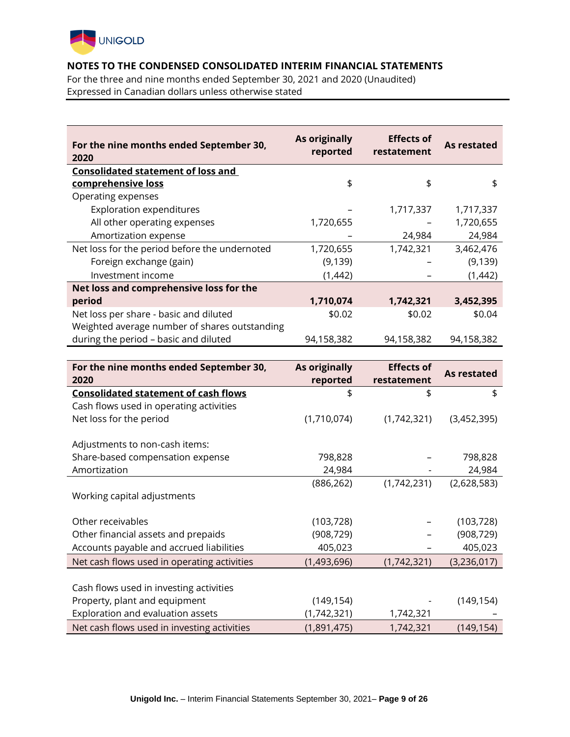## NOTES TO THE CONDENSED CONSOLIDATED INTERIM FINANCIAL STATEMENTS

For the three and nine months ended September 30, 2021 and 2020 (Unaudited)
Expressed in Canadian dollars unless otherwise stated

| For the nine months ended September 30, 2020 | As originally reported | Effects of restatement | As restated |
|---|---|---|---|
| **Consolidated statement of loss and comprehensive loss** | $ | $ | $ |
| Operating expenses | | | |
| Exploration expenditures | – | 1,717,337 | 1,717,337 |
| All other operating expenses | 1,720,655 | – | 1,720,655 |
| Amortization expense | – | 24,984 | 24,984 |
| Net loss for the period before the undernoted | 1,720,655 | 1,742,321 | 3,462,476 |
| Foreign exchange (gain) | (9,139) | – | (9,139) |
| Investment income | (1,442) | – | (1,442) |
| **Net loss and comprehensive loss for the period** | **1,710,074** | **1,742,321** | **3,452,395** |
| Net loss per share - basic and diluted | $0.02 | $0.02 | $0.04 |
| Weighted average number of shares outstanding during the period – basic and diluted | 94,158,382 | 94,158,382 | 94,158,382 |

| For the nine months ended September 30, 2020 | As originally reported | Effects of restatement | As restated |
|---|---|---|---|
| **Consolidated statement of cash flows** | $ | $ | $ |
| Cash flows used in operating activities | | | |
| Net loss for the period | (1,710,074) | (1,742,321) | (3,452,395) |
| Adjustments to non-cash items: | | | |
| Share-based compensation expense | 798,828 | – | 798,828 |
| Amortization | 24,984 | - | 24,984 |
| | (886,262) | (1,742,231) | (2,628,583) |
| Working capital adjustments | | | |
| Other receivables | (103,728) | – | (103,728) |
| Other financial assets and prepaids | (908,729) | – | (908,729) |
| Accounts payable and accrued liabilities | 405,023 | – | 405,023 |
| Net cash flows used in operating activities | (1,493,696) | (1,742,321) | (3,236,017) |
| Cash flows used in investing activities | | | |
| Property, plant and equipment | (149,154) | - | (149,154) |
| Exploration and evaluation assets | (1,742,321) | 1,742,321 | – |
| Net cash flows used in investing activities | (1,891,475) | 1,742,321 | (149,154) |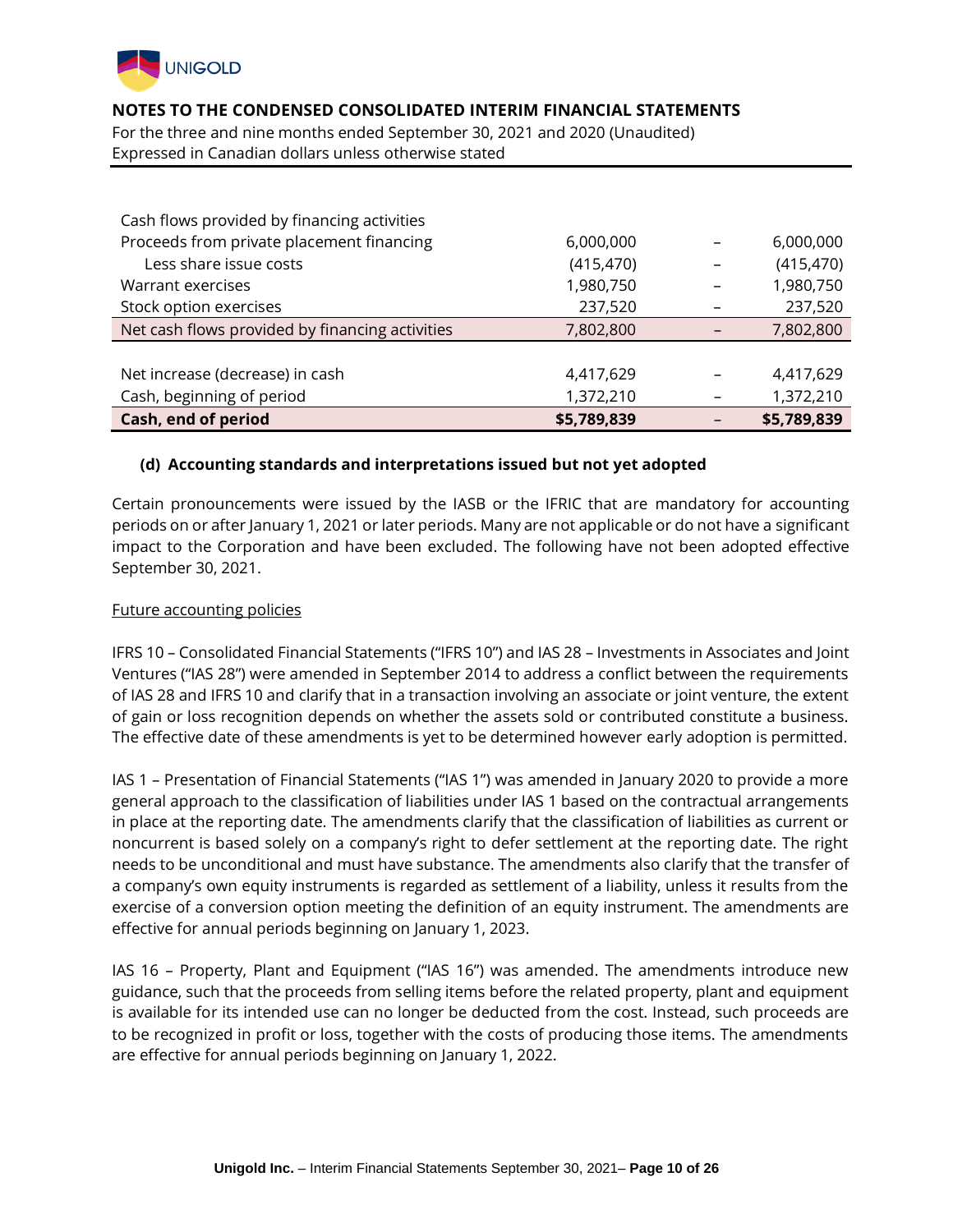| | | | |
|---|---|---|---|
| Cash flows provided by financing activities | | | |
| Proceeds from private placement financing | 6,000,000 | – | 6,000,000 |
| Less share issue costs | (415,470) | – | (415,470) |
| Warrant exercises | 1,980,750 | – | 1,980,750 |
| Stock option exercises | 237,520 | – | 237,520 |
| Net cash flows provided by financing activities | 7,802,800 | – | 7,802,800 |
| | | | |
| Net increase (decrease) in cash | 4,417,629 | – | 4,417,629 |
| Cash, beginning of period | 1,372,210 | – | 1,372,210 |
| **Cash, end of period** | **$5,789,839** | – | **$5,789,839** |

**(d) Accounting standards and interpretations issued but not yet adopted**

Certain pronouncements were issued by the IASB or the IFRIC that are mandatory for accounting periods on or after January 1, 2021 or later periods. Many are not applicable or do not have a significant impact to the Corporation and have been excluded. The following have not been adopted effective September 30, 2021.

Future accounting policies

IFRS 10 – Consolidated Financial Statements ("IFRS 10") and IAS 28 – Investments in Associates and Joint Ventures ("IAS 28") were amended in September 2014 to address a conflict between the requirements of IAS 28 and IFRS 10 and clarify that in a transaction involving an associate or joint venture, the extent of gain or loss recognition depends on whether the assets sold or contributed constitute a business. The effective date of these amendments is yet to be determined however early adoption is permitted.

IAS 1 – Presentation of Financial Statements ("IAS 1") was amended in January 2020 to provide a more general approach to the classification of liabilities under IAS 1 based on the contractual arrangements in place at the reporting date. The amendments clarify that the classification of liabilities as current or noncurrent is based solely on a company's right to defer settlement at the reporting date. The right needs to be unconditional and must have substance. The amendments also clarify that the transfer of a company's own equity instruments is regarded as settlement of a liability, unless it results from the exercise of a conversion option meeting the definition of an equity instrument. The amendments are effective for annual periods beginning on January 1, 2023.

IAS 16 – Property, Plant and Equipment ("IAS 16") was amended. The amendments introduce new guidance, such that the proceeds from selling items before the related property, plant and equipment is available for its intended use can no longer be deducted from the cost. Instead, such proceeds are to be recognized in profit or loss, together with the costs of producing those items. The amendments are effective for annual periods beginning on January 1, 2022.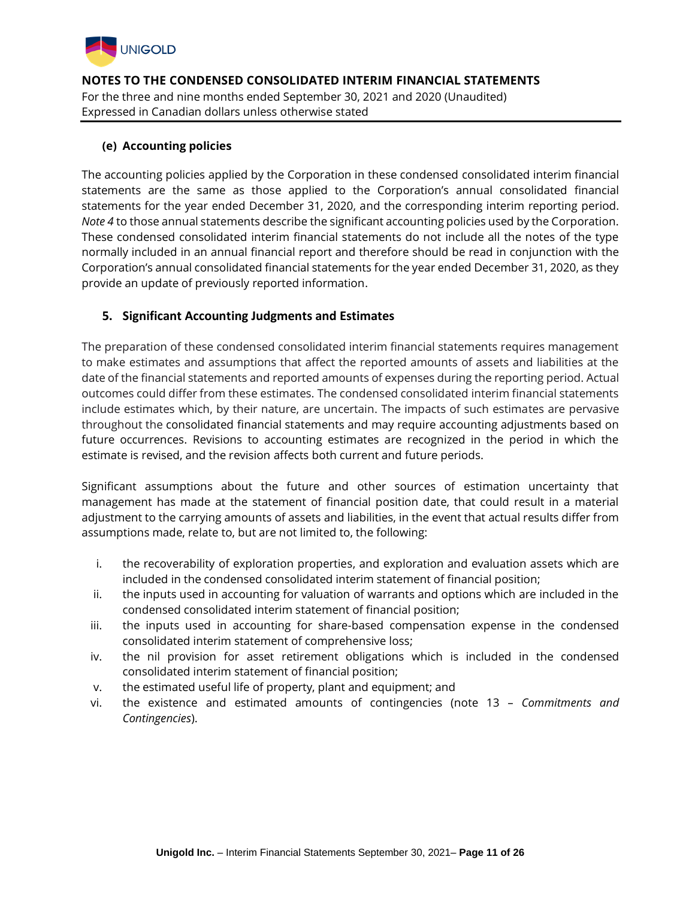### (e) Accounting policies

The accounting policies applied by the Corporation in these condensed consolidated interim financial statements are the same as those applied to the Corporation's annual consolidated financial statements for the year ended December 31, 2020, and the corresponding interim reporting period. *Note 4* to those annual statements describe the significant accounting policies used by the Corporation. These condensed consolidated interim financial statements do not include all the notes of the type normally included in an annual financial report and therefore should be read in conjunction with the Corporation's annual consolidated financial statements for the year ended December 31, 2020, as they provide an update of previously reported information.

## 5. Significant Accounting Judgments and Estimates

The preparation of these condensed consolidated interim financial statements requires management to make estimates and assumptions that affect the reported amounts of assets and liabilities at the date of the financial statements and reported amounts of expenses during the reporting period. Actual outcomes could differ from these estimates. The condensed consolidated interim financial statements include estimates which, by their nature, are uncertain. The impacts of such estimates are pervasive throughout the consolidated financial statements and may require accounting adjustments based on future occurrences. Revisions to accounting estimates are recognized in the period in which the estimate is revised, and the revision affects both current and future periods.

Significant assumptions about the future and other sources of estimation uncertainty that management has made at the statement of financial position date, that could result in a material adjustment to the carrying amounts of assets and liabilities, in the event that actual results differ from assumptions made, relate to, but are not limited to, the following:

i. the recoverability of exploration properties, and exploration and evaluation assets which are included in the condensed consolidated interim statement of financial position;
ii. the inputs used in accounting for valuation of warrants and options which are included in the condensed consolidated interim statement of financial position;
iii. the inputs used in accounting for share-based compensation expense in the condensed consolidated interim statement of comprehensive loss;
iv. the nil provision for asset retirement obligations which is included in the condensed consolidated interim statement of financial position;
v. the estimated useful life of property, plant and equipment; and
vi. the existence and estimated amounts of contingencies (note 13 – *Commitments and Contingencies*).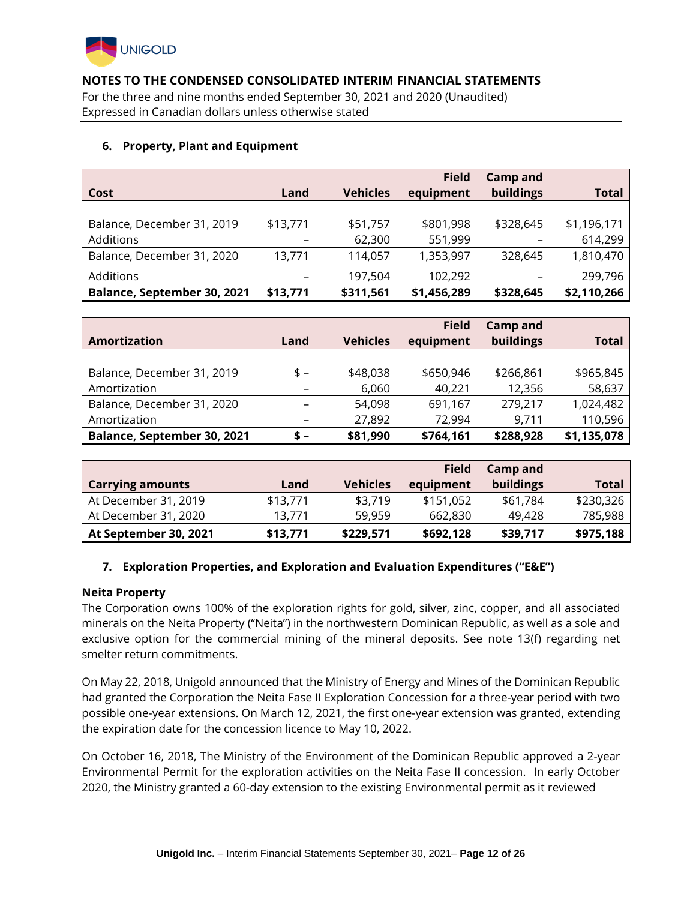**NOTES TO THE CONDENSED CONSOLIDATED INTERIM FINANCIAL STATEMENTS**

For the three and nine months ended September 30, 2021 and 2020 (Unaudited)
Expressed in Canadian dollars unless otherwise stated

## 6. Property, Plant and Equipment

| Cost | Land | Vehicles | Field equipment | Camp and buildings | Total |
|---|---|---|---|---|---|
| Balance, December 31, 2019 | $13,771 | $51,757 | $801,998 | $328,645 | $1,196,171 |
| Additions | – | 62,300 | 551,999 | – | 614,299 |
| Balance, December 31, 2020 | 13,771 | 114,057 | 1,353,997 | 328,645 | 1,810,470 |
| Additions | – | 197,504 | 102,292 | – | 299,796 |
| **Balance, September 30, 2021** | **$13,771** | **$311,561** | **$1,456,289** | **$328,645** | **$2,110,266** |

| Amortization | Land | Vehicles | Field equipment | Camp and buildings | Total |
|---|---|---|---|---|---|
| Balance, December 31, 2019 | $ – | $48,038 | $650,946 | $266,861 | $965,845 |
| Amortization | – | 6,060 | 40,221 | 12,356 | 58,637 |
| Balance, December 31, 2020 | – | 54,098 | 691,167 | 279,217 | 1,024,482 |
| Amortization | – | 27,892 | 72,994 | 9,711 | 110,596 |
| **Balance, September 30, 2021** | **$ –** | **$81,990** | **$764,161** | **$288,928** | **$1,135,078** |

| Carrying amounts | Land | Vehicles | Field equipment | Camp and buildings | Total |
|---|---|---|---|---|---|
| At December 31, 2019 | $13,771 | $3,719 | $151,052 | $61,784 | $230,326 |
| At December 31, 2020 | 13,771 | 59,959 | 662,830 | 49,428 | 785,988 |
| **At September 30, 2021** | **$13,771** | **$229,571** | **$692,128** | **$39,717** | **$975,188** |

## 7. Exploration Properties, and Exploration and Evaluation Expenditures ("E&E")

### Neita Property

The Corporation owns 100% of the exploration rights for gold, silver, zinc, copper, and all associated minerals on the Neita Property ("Neita") in the northwestern Dominican Republic, as well as a sole and exclusive option for the commercial mining of the mineral deposits. See note 13(f) regarding net smelter return commitments.

On May 22, 2018, Unigold announced that the Ministry of Energy and Mines of the Dominican Republic had granted the Corporation the Neita Fase II Exploration Concession for a three-year period with two possible one-year extensions. On March 12, 2021, the first one-year extension was granted, extending the expiration date for the concession licence to May 10, 2022.

On October 16, 2018, The Ministry of the Environment of the Dominican Republic approved a 2-year Environmental Permit for the exploration activities on the Neita Fase II concession. In early October 2020, the Ministry granted a 60-day extension to the existing Environmental permit as it reviewed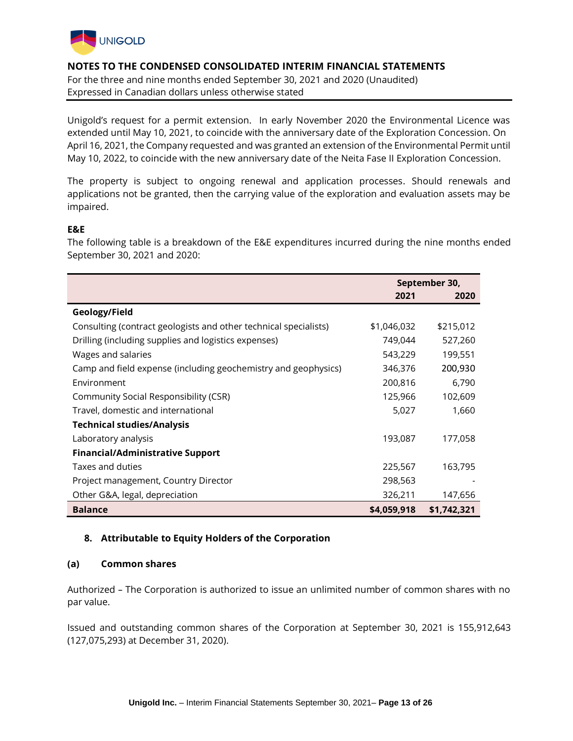Unigold's request for a permit extension. In early November 2020 the Environmental Licence was extended until May 10, 2021, to coincide with the anniversary date of the Exploration Concession. On April 16, 2021, the Company requested and was granted an extension of the Environmental Permit until May 10, 2022, to coincide with the new anniversary date of the Neita Fase II Exploration Concession.

The property is subject to ongoing renewal and application processes. Should renewals and applications not be granted, then the carrying value of the exploration and evaluation assets may be impaired.

**E&E**

The following table is a breakdown of the E&E expenditures incurred during the nine months ended September 30, 2021 and 2020:

| | September 30, | |
|---|---:|---:|
| | **2021** | **2020** |
| **Geology/Field** | | |
| Consulting (contract geologists and other technical specialists) | $1,046,032 | $215,012 |
| Drilling (including supplies and logistics expenses) | 749,044 | 527,260 |
| Wages and salaries | 543,229 | 199,551 |
| Camp and field expense (including geochemistry and geophysics) | 346,376 | 200,930 |
| Environment | 200,816 | 6,790 |
| Community Social Responsibility (CSR) | 125,966 | 102,609 |
| Travel, domestic and international | 5,027 | 1,660 |
| **Technical studies/Analysis** | | |
| Laboratory analysis | 193,087 | 177,058 |
| **Financial/Administrative Support** | | |
| Taxes and duties | 225,567 | 163,795 |
| Project management, Country Director | 298,563 | - |
| Other G&A, legal, depreciation | 326,211 | 147,656 |
| **Balance** | **$4,059,918** | **$1,742,321** |

## 8. Attributable to Equity Holders of the Corporation

### (a) Common shares

Authorized – The Corporation is authorized to issue an unlimited number of common shares with no par value.

Issued and outstanding common shares of the Corporation at September 30, 2021 is 155,912,643 (127,075,293) at December 31, 2020).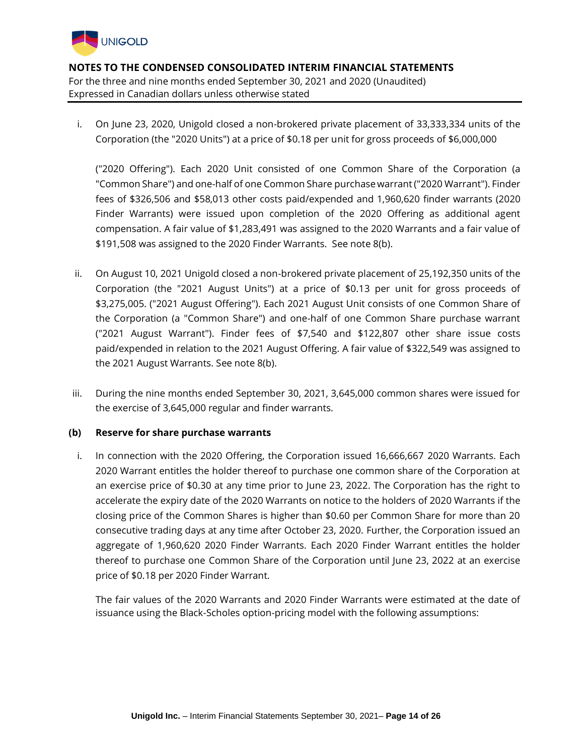i. On June 23, 2020, Unigold closed a non-brokered private placement of 33,333,334 units of the Corporation (the "2020 Units") at a price of $0.18 per unit for gross proceeds of $6,000,000

("2020 Offering"). Each 2020 Unit consisted of one Common Share of the Corporation (a "Common Share") and one-half of one Common Share purchase warrant ("2020 Warrant"). Finder fees of $326,506 and $58,013 other costs paid/expended and 1,960,620 finder warrants (2020 Finder Warrants) were issued upon completion of the 2020 Offering as additional agent compensation. A fair value of $1,283,491 was assigned to the 2020 Warrants and a fair value of $191,508 was assigned to the 2020 Finder Warrants. See note 8(b).

ii. On August 10, 2021 Unigold closed a non-brokered private placement of 25,192,350 units of the Corporation (the "2021 August Units") at a price of $0.13 per unit for gross proceeds of $3,275,005. ("2021 August Offering"). Each 2021 August Unit consists of one Common Share of the Corporation (a "Common Share") and one-half of one Common Share purchase warrant ("2021 August Warrant"). Finder fees of $7,540 and $122,807 other share issue costs paid/expended in relation to the 2021 August Offering. A fair value of $322,549 was assigned to the 2021 August Warrants. See note 8(b).

iii. During the nine months ended September 30, 2021, 3,645,000 common shares were issued for the exercise of 3,645,000 regular and finder warrants.

**(b) Reserve for share purchase warrants**

i. In connection with the 2020 Offering, the Corporation issued 16,666,667 2020 Warrants. Each 2020 Warrant entitles the holder thereof to purchase one common share of the Corporation at an exercise price of $0.30 at any time prior to June 23, 2022. The Corporation has the right to accelerate the expiry date of the 2020 Warrants on notice to the holders of 2020 Warrants if the closing price of the Common Shares is higher than $0.60 per Common Share for more than 20 consecutive trading days at any time after October 23, 2020. Further, the Corporation issued an aggregate of 1,960,620 2020 Finder Warrants. Each 2020 Finder Warrant entitles the holder thereof to purchase one Common Share of the Corporation until June 23, 2022 at an exercise price of $0.18 per 2020 Finder Warrant.

The fair values of the 2020 Warrants and 2020 Finder Warrants were estimated at the date of issuance using the Black-Scholes option-pricing model with the following assumptions: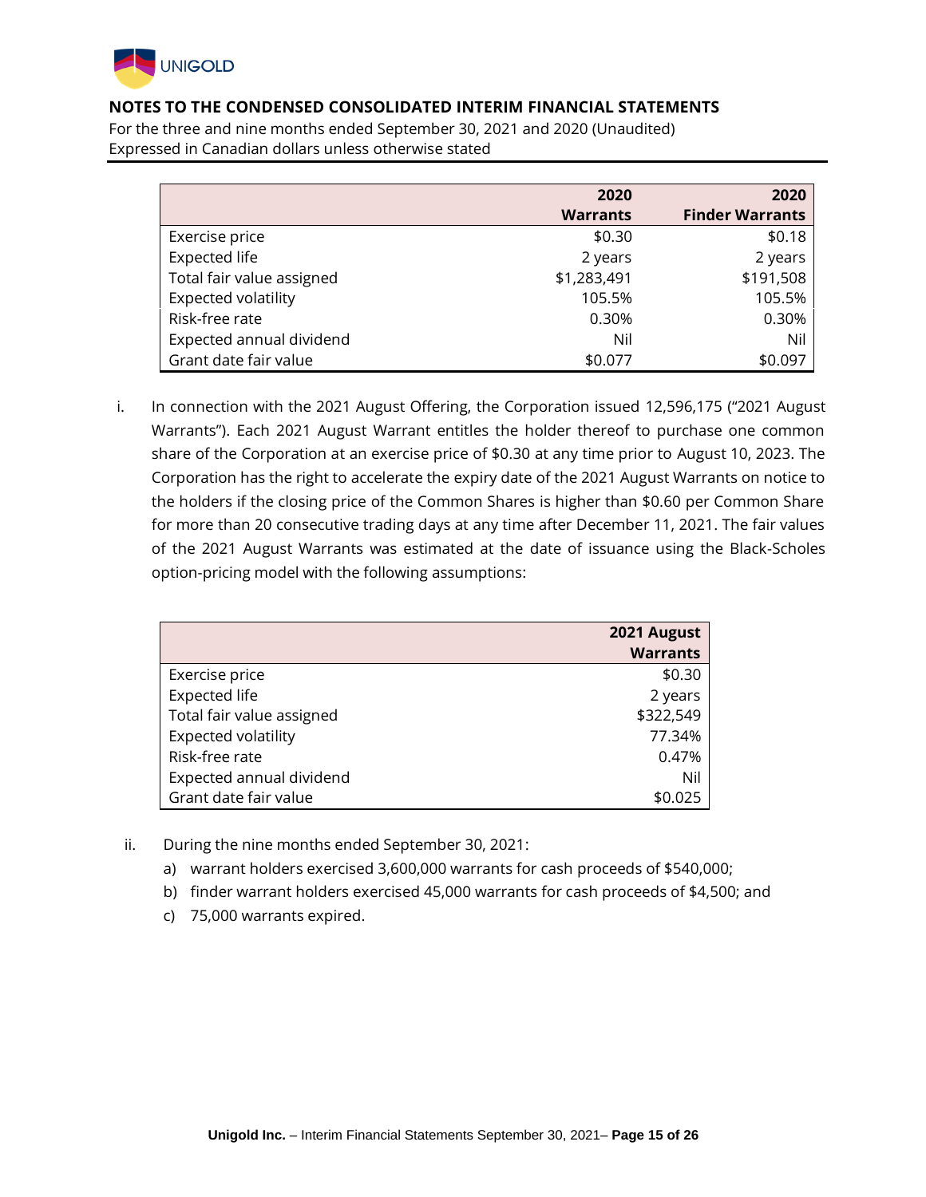|  | 2020 Warrants | 2020 Finder Warrants |
|---|---|---|
| Exercise price | $0.30 | $0.18 |
| Expected life | 2 years | 2 years |
| Total fair value assigned | $1,283,491 | $191,508 |
| Expected volatility | 105.5% | 105.5% |
| Risk-free rate | 0.30% | 0.30% |
| Expected annual dividend | Nil | Nil |
| Grant date fair value | $0.077 | $0.097 |

i. In connection with the 2021 August Offering, the Corporation issued 12,596,175 ("2021 August Warrants"). Each 2021 August Warrant entitles the holder thereof to purchase one common share of the Corporation at an exercise price of $0.30 at any time prior to August 10, 2023. The Corporation has the right to accelerate the expiry date of the 2021 August Warrants on notice to the holders if the closing price of the Common Shares is higher than $0.60 per Common Share for more than 20 consecutive trading days at any time after December 11, 2021. The fair values of the 2021 August Warrants was estimated at the date of issuance using the Black-Scholes option-pricing model with the following assumptions:

|  | 2021 August Warrants |
|---|---|
| Exercise price | $0.30 |
| Expected life | 2 years |
| Total fair value assigned | $322,549 |
| Expected volatility | 77.34% |
| Risk-free rate | 0.47% |
| Expected annual dividend | Nil |
| Grant date fair value | $0.025 |

ii. During the nine months ended September 30, 2021:

a) warrant holders exercised 3,600,000 warrants for cash proceeds of $540,000;

b) finder warrant holders exercised 45,000 warrants for cash proceeds of $4,500; and

c) 75,000 warrants expired.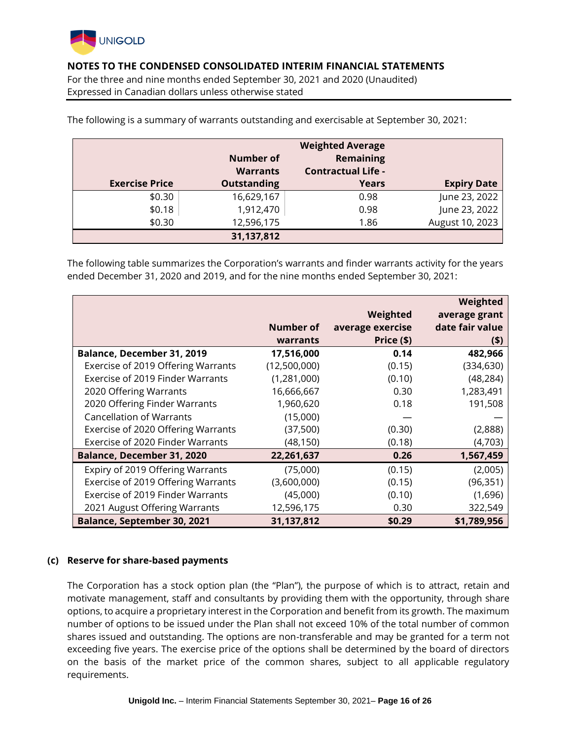The following is a summary of warrants outstanding and exercisable at September 30, 2021:

| Exercise Price | Number of Warrants Outstanding | Weighted Average Remaining Contractual Life - Years | Expiry Date |
|---|---|---|---|
| $0.30 | 16,629,167 | 0.98 | June 23, 2022 |
| $0.18 | 1,912,470 | 0.98 | June 23, 2022 |
| $0.30 | 12,596,175 | 1.86 | August 10, 2023 |
| | **31,137,812** | | |

The following table summarizes the Corporation's warrants and finder warrants activity for the years ended December 31, 2020 and 2019, and for the nine months ended September 30, 2021:

| | Number of warrants | Weighted average exercise Price ($) | Weighted average grant date fair value ($) |
|---|---|---|---|
| **Balance, December 31, 2019** | **17,516,000** | **0.14** | **482,966** |
| Exercise of 2019 Offering Warrants | (12,500,000) | (0.15) | (334,630) |
| Exercise of 2019 Finder Warrants | (1,281,000) | (0.10) | (48,284) |
| 2020 Offering Warrants | 16,666,667 | 0.30 | 1,283,491 |
| 2020 Offering Finder Warrants | 1,960,620 | 0.18 | 191,508 |
| Cancellation of Warrants | (15,000) | — | — |
| Exercise of 2020 Offering Warrants | (37,500) | (0.30) | (2,888) |
| Exercise of 2020 Finder Warrants | (48,150) | (0.18) | (4,703) |
| **Balance, December 31, 2020** | **22,261,637** | **0.26** | **1,567,459** |
| Expiry of 2019 Offering Warrants | (75,000) | (0.15) | (2,005) |
| Exercise of 2019 Offering Warrants | (3,600,000) | (0.15) | (96,351) |
| Exercise of 2019 Finder Warrants | (45,000) | (0.10) | (1,696) |
| 2021 August Offering Warrants | 12,596,175 | 0.30 | 322,549 |
| **Balance, September 30, 2021** | **31,137,812** | **$0.29** | **$1,789,956** |

### (c) Reserve for share-based payments

The Corporation has a stock option plan (the "Plan"), the purpose of which is to attract, retain and motivate management, staff and consultants by providing them with the opportunity, through share options, to acquire a proprietary interest in the Corporation and benefit from its growth. The maximum number of options to be issued under the Plan shall not exceed 10% of the total number of common shares issued and outstanding. The options are non-transferable and may be granted for a term not exceeding five years. The exercise price of the options shall be determined by the board of directors on the basis of the market price of the common shares, subject to all applicable regulatory requirements.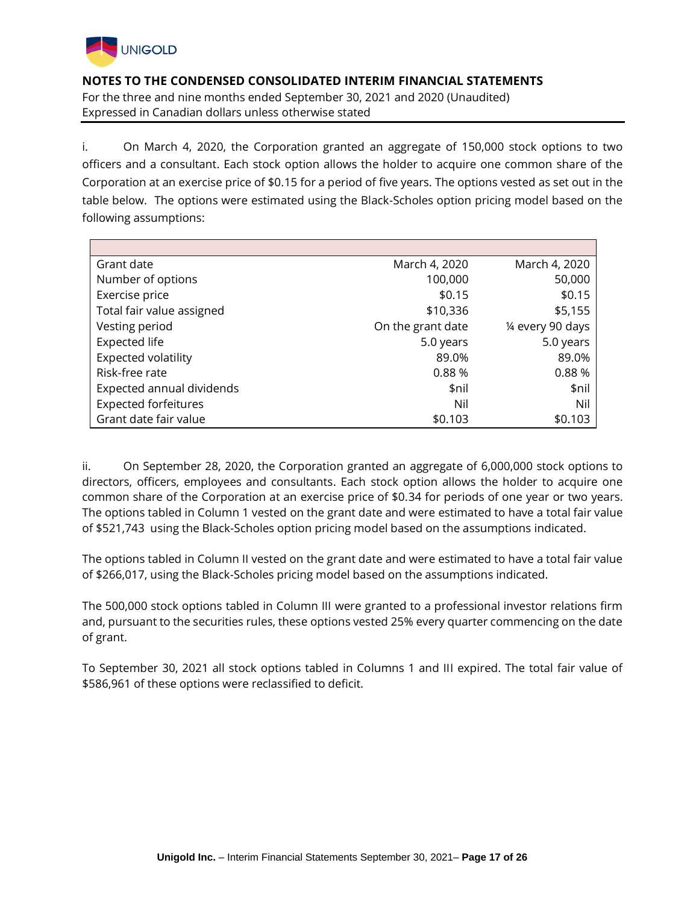i. On March 4, 2020, the Corporation granted an aggregate of 150,000 stock options to two officers and a consultant. Each stock option allows the holder to acquire one common share of the Corporation at an exercise price of $0.15 for a period of five years. The options vested as set out in the table below. The options were estimated using the Black-Scholes option pricing model based on the following assumptions:

| | | |
|---|---|---|
| Grant date | March 4, 2020 | March 4, 2020 |
| Number of options | 100,000 | 50,000 |
| Exercise price | $0.15 | $0.15 |
| Total fair value assigned | $10,336 | $5,155 |
| Vesting period | On the grant date | ¼ every 90 days |
| Expected life | 5.0 years | 5.0 years |
| Expected volatility | 89.0% | 89.0% |
| Risk-free rate | 0.88 % | 0.88 % |
| Expected annual dividends | $nil | $nil |
| Expected forfeitures | Nil | Nil |
| Grant date fair value | $0.103 | $0.103 |

ii. On September 28, 2020, the Corporation granted an aggregate of 6,000,000 stock options to directors, officers, employees and consultants. Each stock option allows the holder to acquire one common share of the Corporation at an exercise price of $0.34 for periods of one year or two years. The options tabled in Column 1 vested on the grant date and were estimated to have a total fair value of $521,743 using the Black-Scholes option pricing model based on the assumptions indicated.

The options tabled in Column II vested on the grant date and were estimated to have a total fair value of $266,017, using the Black-Scholes pricing model based on the assumptions indicated.

The 500,000 stock options tabled in Column III were granted to a professional investor relations firm and, pursuant to the securities rules, these options vested 25% every quarter commencing on the date of grant.

To September 30, 2021 all stock options tabled in Columns 1 and III expired. The total fair value of $586,961 of these options were reclassified to deficit.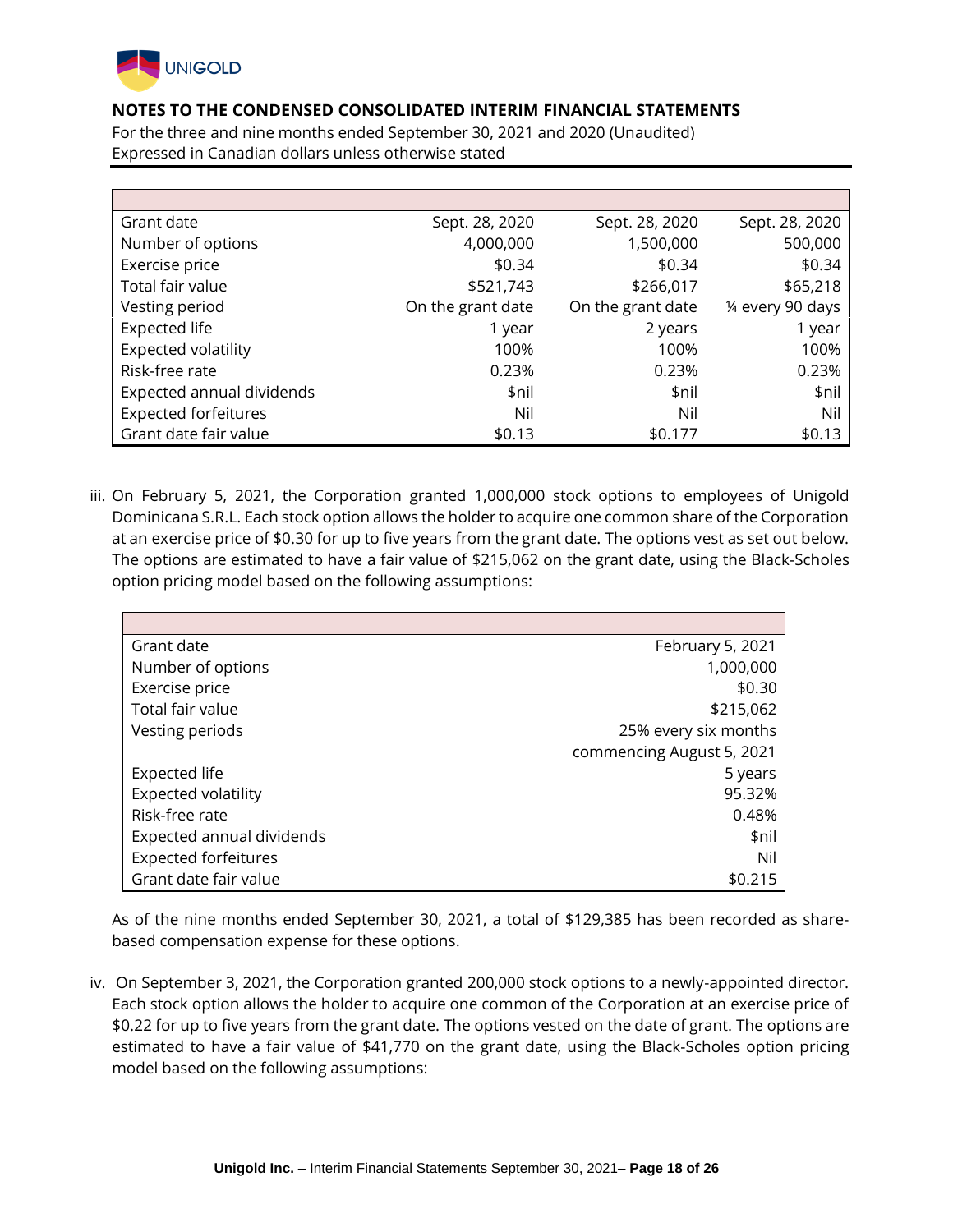| | | | |
|---|---|---|---|
| Grant date | Sept. 28, 2020 | Sept. 28, 2020 | Sept. 28, 2020 |
| Number of options | 4,000,000 | 1,500,000 | 500,000 |
| Exercise price | $0.34 | $0.34 | $0.34 |
| Total fair value | $521,743 | $266,017 | $65,218 |
| Vesting period | On the grant date | On the grant date | ¼ every 90 days |
| Expected life | 1 year | 2 years | 1 year |
| Expected volatility | 100% | 100% | 100% |
| Risk-free rate | 0.23% | 0.23% | 0.23% |
| Expected annual dividends | $nil | $nil | $nil |
| Expected forfeitures | Nil | Nil | Nil |
| Grant date fair value | $0.13 | $0.177 | $0.13 |

iii. On February 5, 2021, the Corporation granted 1,000,000 stock options to employees of Unigold Dominicana S.R.L. Each stock option allows the holder to acquire one common share of the Corporation at an exercise price of $0.30 for up to five years from the grant date. The options vest as set out below. The options are estimated to have a fair value of $215,062 on the grant date, using the Black-Scholes option pricing model based on the following assumptions:

| | |
|---|---|
| Grant date | February 5, 2021 |
| Number of options | 1,000,000 |
| Exercise price | $0.30 |
| Total fair value | $215,062 |
| Vesting periods | 25% every six months commencing August 5, 2021 |
| Expected life | 5 years |
| Expected volatility | 95.32% |
| Risk-free rate | 0.48% |
| Expected annual dividends | $nil |
| Expected forfeitures | Nil |
| Grant date fair value | $0.215 |

As of the nine months ended September 30, 2021, a total of $129,385 has been recorded as share-based compensation expense for these options.

iv. On September 3, 2021, the Corporation granted 200,000 stock options to a newly-appointed director. Each stock option allows the holder to acquire one common of the Corporation at an exercise price of $0.22 for up to five years from the grant date. The options vested on the date of grant. The options are estimated to have a fair value of $41,770 on the grant date, using the Black-Scholes option pricing model based on the following assumptions: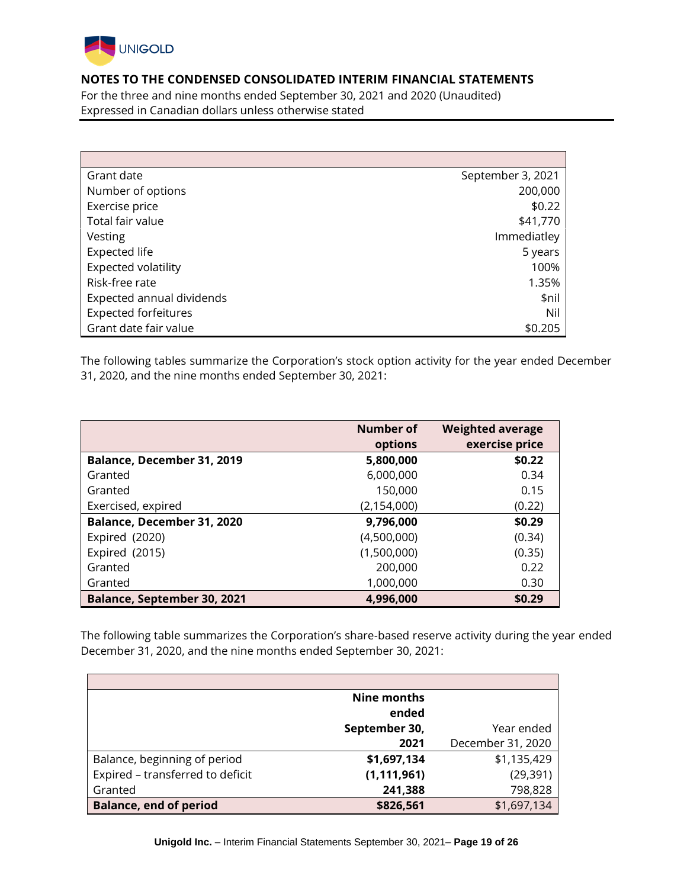# NOTES TO THE CONDENSED CONSOLIDATED INTERIM FINANCIAL STATEMENTS

For the three and nine months ended September 30, 2021 and 2020 (Unaudited)
Expressed in Canadian dollars unless otherwise stated

| | |
|---|---|
| Grant date | September 3, 2021 |
| Number of options | 200,000 |
| Exercise price | $0.22 |
| Total fair value | $41,770 |
| Vesting | Immediatley |
| Expected life | 5 years |
| Expected volatility | 100% |
| Risk-free rate | 1.35% |
| Expected annual dividends | $nil |
| Expected forfeitures | Nil |
| Grant date fair value | $0.205 |

The following tables summarize the Corporation's stock option activity for the year ended December 31, 2020, and the nine months ended September 30, 2021:

| | Number of options | Weighted average exercise price |
|---|---:|---:|
| **Balance, December 31, 2019** | **5,800,000** | **$0.22** |
| Granted | 6,000,000 | 0.34 |
| Granted | 150,000 | 0.15 |
| Exercised, expired | (2,154,000) | (0.22) |
| **Balance, December 31, 2020** | **9,796,000** | **$0.29** |
| Expired (2020) | (4,500,000) | (0.34) |
| Expired (2015) | (1,500,000) | (0.35) |
| Granted | 200,000 | 0.22 |
| Granted | 1,000,000 | 0.30 |
| **Balance, September 30, 2021** | **4,996,000** | **$0.29** |

The following table summarizes the Corporation's share-based reserve activity during the year ended December 31, 2020, and the nine months ended September 30, 2021:

| | **Nine months ended September 30, 2021** | Year ended December 31, 2020 |
|---|---:|---:|
| Balance, beginning of period | **$1,697,134** | $1,135,429 |
| Expired – transferred to deficit | **(1,111,961)** | (29,391) |
| Granted | **241,388** | 798,828 |
| **Balance, end of period** | **$826,561** | $1,697,134 |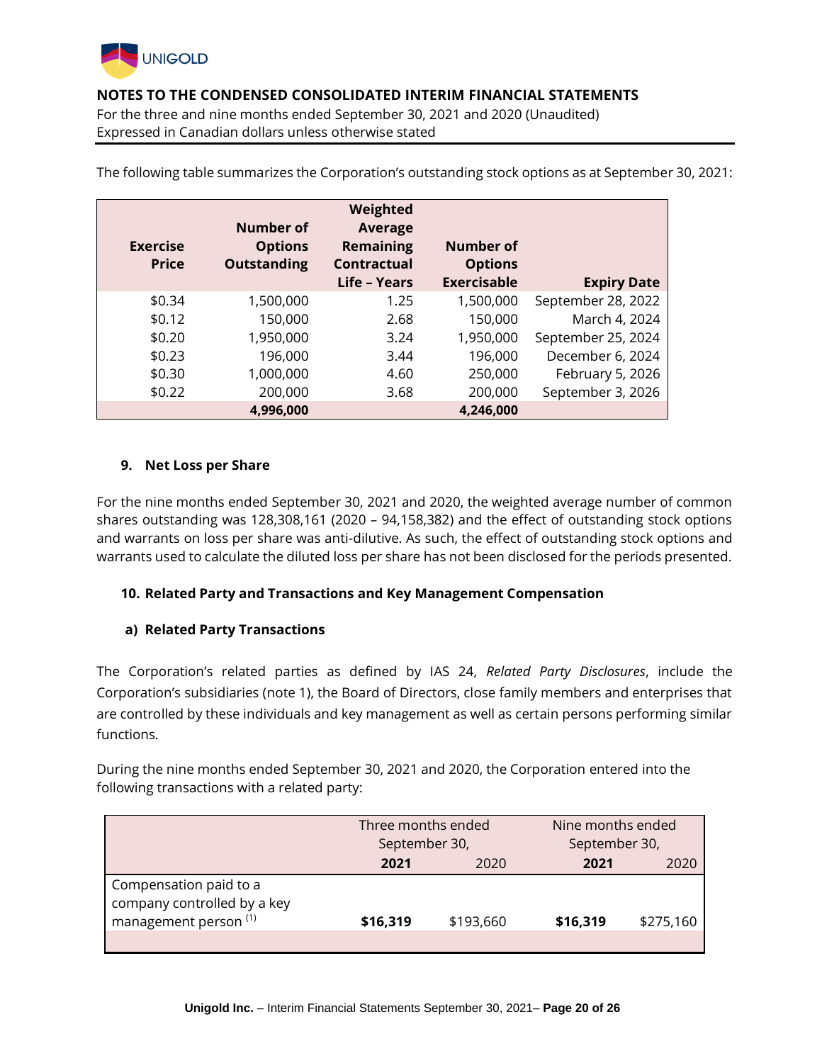The following table summarizes the Corporation's outstanding stock options as at September 30, 2021:

| Exercise Price | Number of Options Outstanding | Weighted Average Remaining Contractual Life – Years | Number of Options Exercisable | Expiry Date |
|---|---|---|---|---|
| $0.34 | 1,500,000 | 1.25 | 1,500,000 | September 28, 2022 |
| $0.12 | 150,000 | 2.68 | 150,000 | March 4, 2024 |
| $0.20 | 1,950,000 | 3.24 | 1,950,000 | September 25, 2024 |
| $0.23 | 196,000 | 3.44 | 196,000 | December 6, 2024 |
| $0.30 | 1,000,000 | 4.60 | 250,000 | February 5, 2026 |
| $0.22 | 200,000 | 3.68 | 200,000 | September 3, 2026 |
| | **4,996,000** | | **4,246,000** | |

## 9. Net Loss per Share

For the nine months ended September 30, 2021 and 2020, the weighted average number of common shares outstanding was 128,308,161 (2020 – 94,158,382) and the effect of outstanding stock options and warrants on loss per share was anti-dilutive. As such, the effect of outstanding stock options and warrants used to calculate the diluted loss per share has not been disclosed for the periods presented.

## 10. Related Party and Transactions and Key Management Compensation

### a) Related Party Transactions

The Corporation's related parties as defined by IAS 24, *Related Party Disclosures*, include the Corporation's subsidiaries (note 1), the Board of Directors, close family members and enterprises that are controlled by these individuals and key management as well as certain persons performing similar functions.

During the nine months ended September 30, 2021 and 2020, the Corporation entered into the following transactions with a related party:

| | Three months ended September 30, | | Nine months ended September 30, | |
|---|---|---|---|---|
| | **2021** | 2020 | **2021** | 2020 |
| Compensation paid to a company controlled by a key management person [(1)] | **$16,319** | $193,660 | **$16,319** | $275,160 |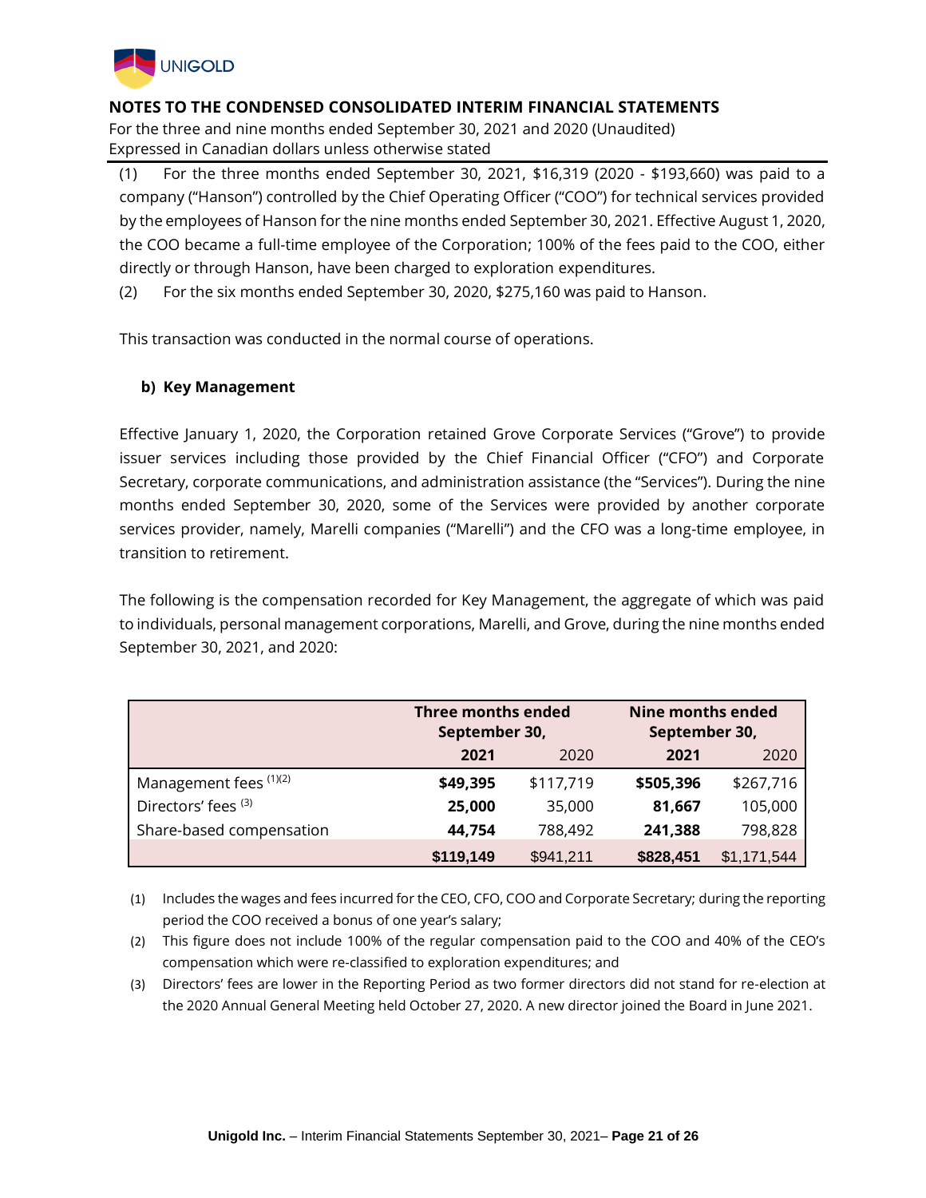(1) For the three months ended September 30, 2021, $16,319 (2020 - $193,660) was paid to a company ("Hanson") controlled by the Chief Operating Officer ("COO") for technical services provided by the employees of Hanson for the nine months ended September 30, 2021. Effective August 1, 2020, the COO became a full-time employee of the Corporation; 100% of the fees paid to the COO, either directly or through Hanson, have been charged to exploration expenditures.

(2) For the six months ended September 30, 2020, $275,160 was paid to Hanson.

This transaction was conducted in the normal course of operations.

**b) Key Management**

Effective January 1, 2020, the Corporation retained Grove Corporate Services ("Grove") to provide issuer services including those provided by the Chief Financial Officer ("CFO") and Corporate Secretary, corporate communications, and administration assistance (the "Services"). During the nine months ended September 30, 2020, some of the Services were provided by another corporate services provider, namely, Marelli companies ("Marelli") and the CFO was a long-time employee, in transition to retirement.

The following is the compensation recorded for Key Management, the aggregate of which was paid to individuals, personal management corporations, Marelli, and Grove, during the nine months ended September 30, 2021, and 2020:

| | Three months ended September 30, | | Nine months ended September 30, | |
|---|---|---|---|---|
| | **2021** | 2020 | **2021** | 2020 |
| Management fees (1)(2) | **$49,395** | $117,719 | **$505,396** | $267,716 |
| Directors' fees (3) | **25,000** | 35,000 | **81,667** | 105,000 |
| Share-based compensation | **44,754** | 788,492 | **241,388** | 798,828 |
| | **$119,149** | $941,211 | **$828,451** | $1,171,544 |

(1) Includes the wages and fees incurred for the CEO, CFO, COO and Corporate Secretary; during the reporting period the COO received a bonus of one year's salary;

(2) This figure does not include 100% of the regular compensation paid to the COO and 40% of the CEO's compensation which were re-classified to exploration expenditures; and

(3) Directors' fees are lower in the Reporting Period as two former directors did not stand for re-election at the 2020 Annual General Meeting held October 27, 2020. A new director joined the Board in June 2021.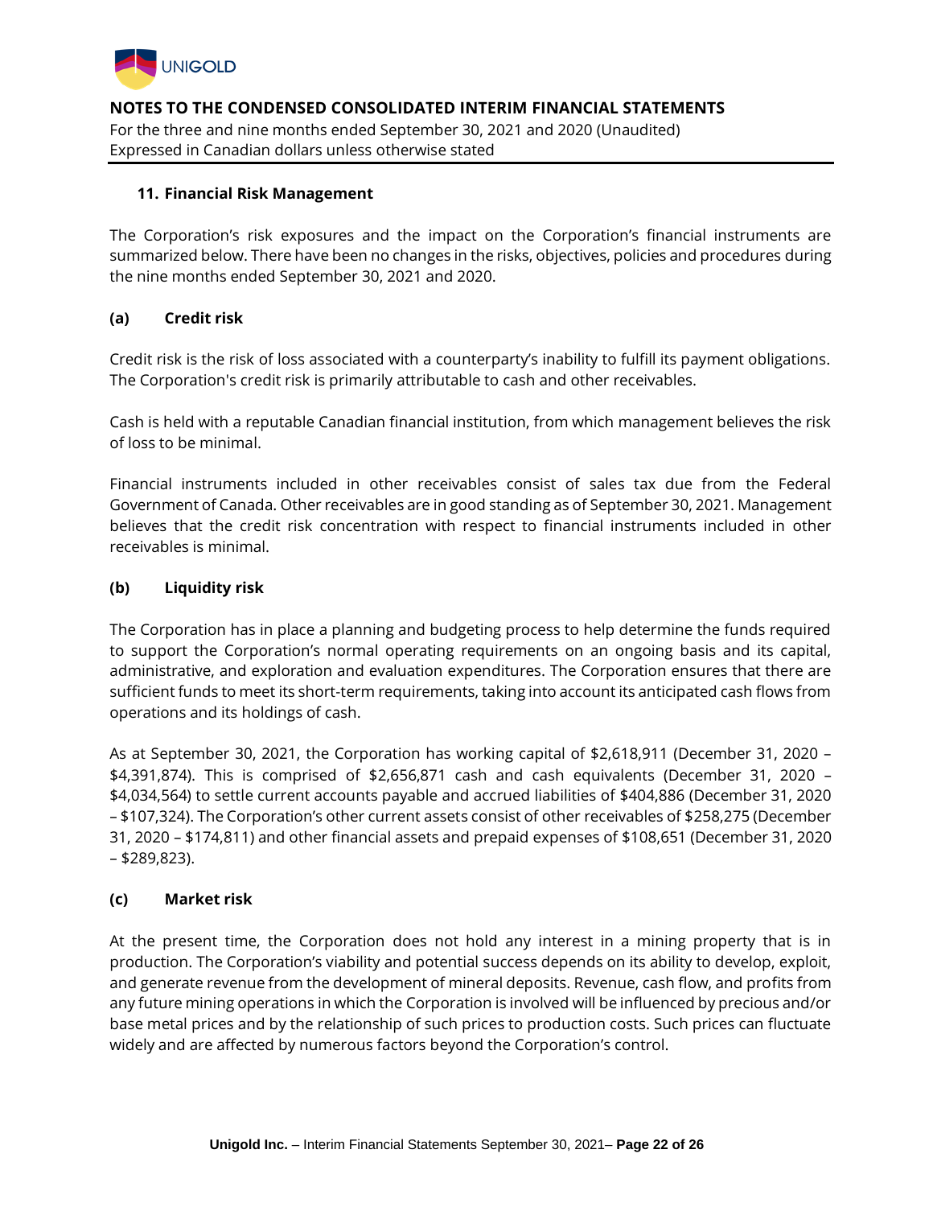## 11. Financial Risk Management

The Corporation's risk exposures and the impact on the Corporation's financial instruments are summarized below. There have been no changes in the risks, objectives, policies and procedures during the nine months ended September 30, 2021 and 2020.

### (a) Credit risk

Credit risk is the risk of loss associated with a counterparty's inability to fulfill its payment obligations. The Corporation's credit risk is primarily attributable to cash and other receivables.

Cash is held with a reputable Canadian financial institution, from which management believes the risk of loss to be minimal.

Financial instruments included in other receivables consist of sales tax due from the Federal Government of Canada. Other receivables are in good standing as of September 30, 2021. Management believes that the credit risk concentration with respect to financial instruments included in other receivables is minimal.

### (b) Liquidity risk

The Corporation has in place a planning and budgeting process to help determine the funds required to support the Corporation's normal operating requirements on an ongoing basis and its capital, administrative, and exploration and evaluation expenditures. The Corporation ensures that there are sufficient funds to meet its short-term requirements, taking into account its anticipated cash flows from operations and its holdings of cash.

As at September 30, 2021, the Corporation has working capital of $2,618,911 (December 31, 2020 – $4,391,874). This is comprised of $2,656,871 cash and cash equivalents (December 31, 2020 – $4,034,564) to settle current accounts payable and accrued liabilities of $404,886 (December 31, 2020 – $107,324). The Corporation's other current assets consist of other receivables of $258,275 (December 31, 2020 – $174,811) and other financial assets and prepaid expenses of $108,651 (December 31, 2020 – $289,823).

### (c) Market risk

At the present time, the Corporation does not hold any interest in a mining property that is in production. The Corporation's viability and potential success depends on its ability to develop, exploit, and generate revenue from the development of mineral deposits. Revenue, cash flow, and profits from any future mining operations in which the Corporation is involved will be influenced by precious and/or base metal prices and by the relationship of such prices to production costs. Such prices can fluctuate widely and are affected by numerous factors beyond the Corporation's control.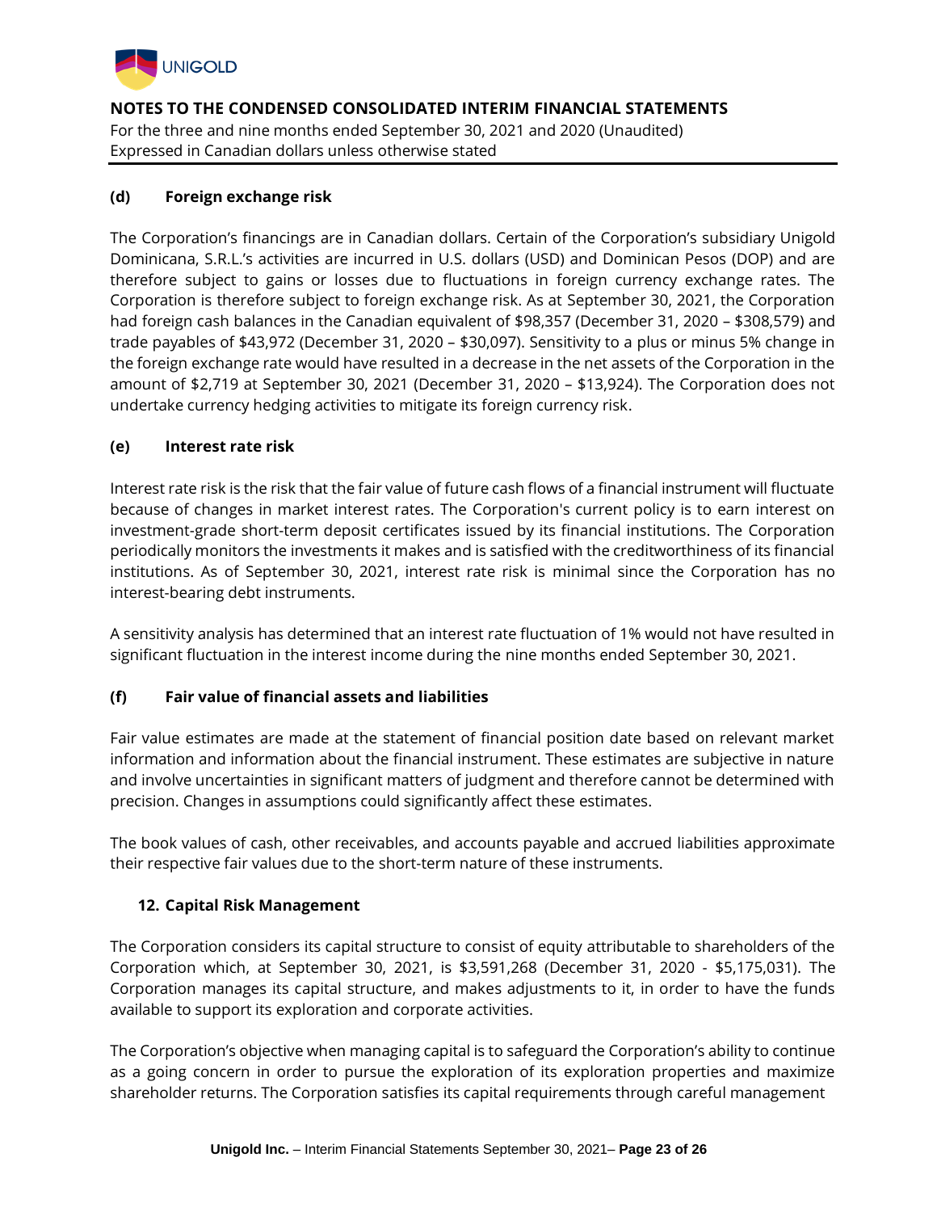### (d) Foreign exchange risk

The Corporation's financings are in Canadian dollars. Certain of the Corporation's subsidiary Unigold Dominicana, S.R.L.'s activities are incurred in U.S. dollars (USD) and Dominican Pesos (DOP) and are therefore subject to gains or losses due to fluctuations in foreign currency exchange rates. The Corporation is therefore subject to foreign exchange risk. As at September 30, 2021, the Corporation had foreign cash balances in the Canadian equivalent of $98,357 (December 31, 2020 – $308,579) and trade payables of $43,972 (December 31, 2020 – $30,097). Sensitivity to a plus or minus 5% change in the foreign exchange rate would have resulted in a decrease in the net assets of the Corporation in the amount of $2,719 at September 30, 2021 (December 31, 2020 – $13,924). The Corporation does not undertake currency hedging activities to mitigate its foreign currency risk.

### (e) Interest rate risk

Interest rate risk is the risk that the fair value of future cash flows of a financial instrument will fluctuate because of changes in market interest rates. The Corporation's current policy is to earn interest on investment-grade short-term deposit certificates issued by its financial institutions. The Corporation periodically monitors the investments it makes and is satisfied with the creditworthiness of its financial institutions. As of September 30, 2021, interest rate risk is minimal since the Corporation has no interest-bearing debt instruments.

A sensitivity analysis has determined that an interest rate fluctuation of 1% would not have resulted in significant fluctuation in the interest income during the nine months ended September 30, 2021.

### (f) Fair value of financial assets and liabilities

Fair value estimates are made at the statement of financial position date based on relevant market information and information about the financial instrument. These estimates are subjective in nature and involve uncertainties in significant matters of judgment and therefore cannot be determined with precision. Changes in assumptions could significantly affect these estimates.

The book values of cash, other receivables, and accounts payable and accrued liabilities approximate their respective fair values due to the short-term nature of these instruments.

## 12. Capital Risk Management

The Corporation considers its capital structure to consist of equity attributable to shareholders of the Corporation which, at September 30, 2021, is $3,591,268 (December 31, 2020 - $5,175,031). The Corporation manages its capital structure, and makes adjustments to it, in order to have the funds available to support its exploration and corporate activities.

The Corporation's objective when managing capital is to safeguard the Corporation's ability to continue as a going concern in order to pursue the exploration of its exploration properties and maximize shareholder returns. The Corporation satisfies its capital requirements through careful management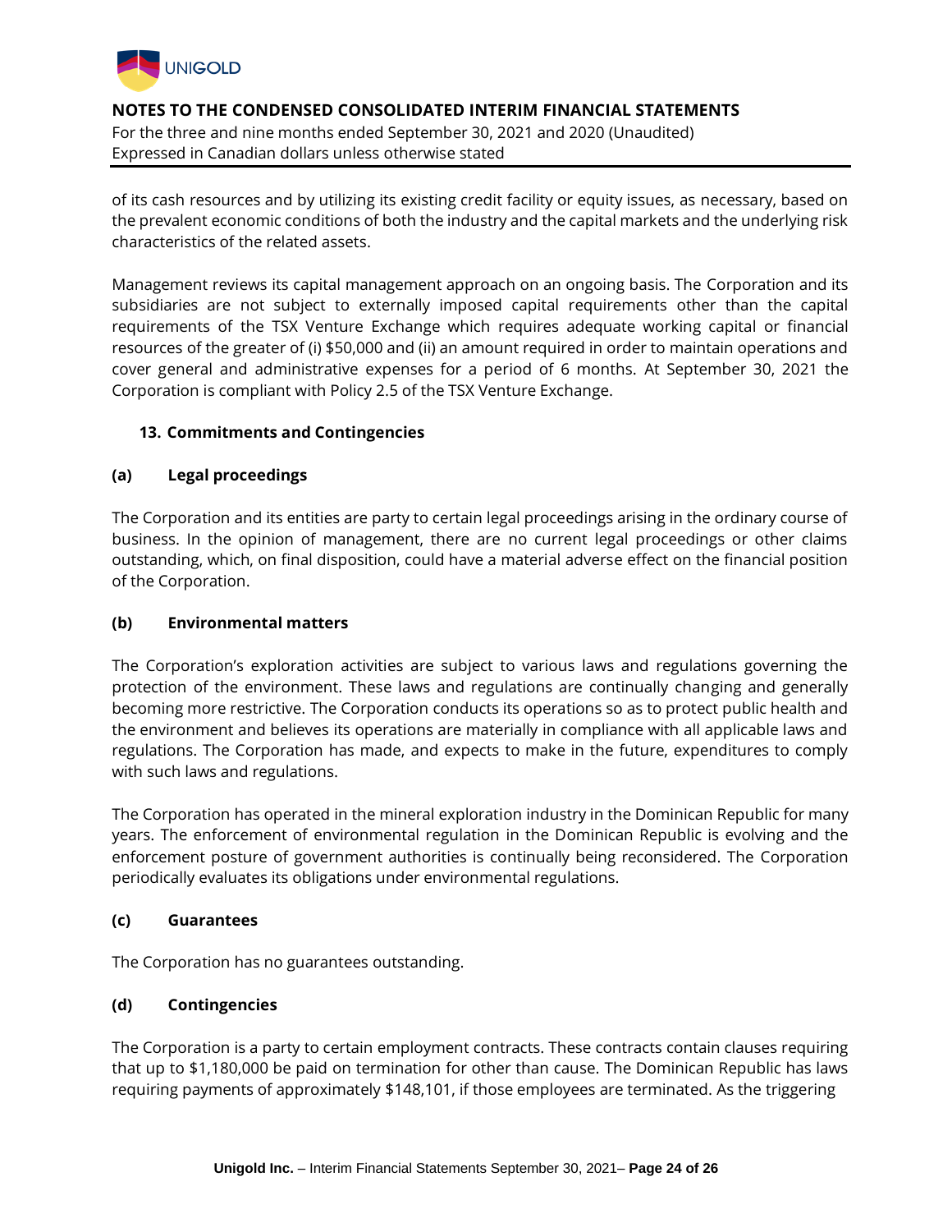of its cash resources and by utilizing its existing credit facility or equity issues, as necessary, based on the prevalent economic conditions of both the industry and the capital markets and the underlying risk characteristics of the related assets.

Management reviews its capital management approach on an ongoing basis. The Corporation and its subsidiaries are not subject to externally imposed capital requirements other than the capital requirements of the TSX Venture Exchange which requires adequate working capital or financial resources of the greater of (i) $50,000 and (ii) an amount required in order to maintain operations and cover general and administrative expenses for a period of 6 months. At September 30, 2021 the Corporation is compliant with Policy 2.5 of the TSX Venture Exchange.

## 13. Commitments and Contingencies

### (a) Legal proceedings

The Corporation and its entities are party to certain legal proceedings arising in the ordinary course of business. In the opinion of management, there are no current legal proceedings or other claims outstanding, which, on final disposition, could have a material adverse effect on the financial position of the Corporation.

### (b) Environmental matters

The Corporation's exploration activities are subject to various laws and regulations governing the protection of the environment. These laws and regulations are continually changing and generally becoming more restrictive. The Corporation conducts its operations so as to protect public health and the environment and believes its operations are materially in compliance with all applicable laws and regulations. The Corporation has made, and expects to make in the future, expenditures to comply with such laws and regulations.

The Corporation has operated in the mineral exploration industry in the Dominican Republic for many years. The enforcement of environmental regulation in the Dominican Republic is evolving and the enforcement posture of government authorities is continually being reconsidered. The Corporation periodically evaluates its obligations under environmental regulations.

### (c) Guarantees

The Corporation has no guarantees outstanding.

### (d) Contingencies

The Corporation is a party to certain employment contracts. These contracts contain clauses requiring that up to $1,180,000 be paid on termination for other than cause. The Dominican Republic has laws requiring payments of approximately $148,101, if those employees are terminated. As the triggering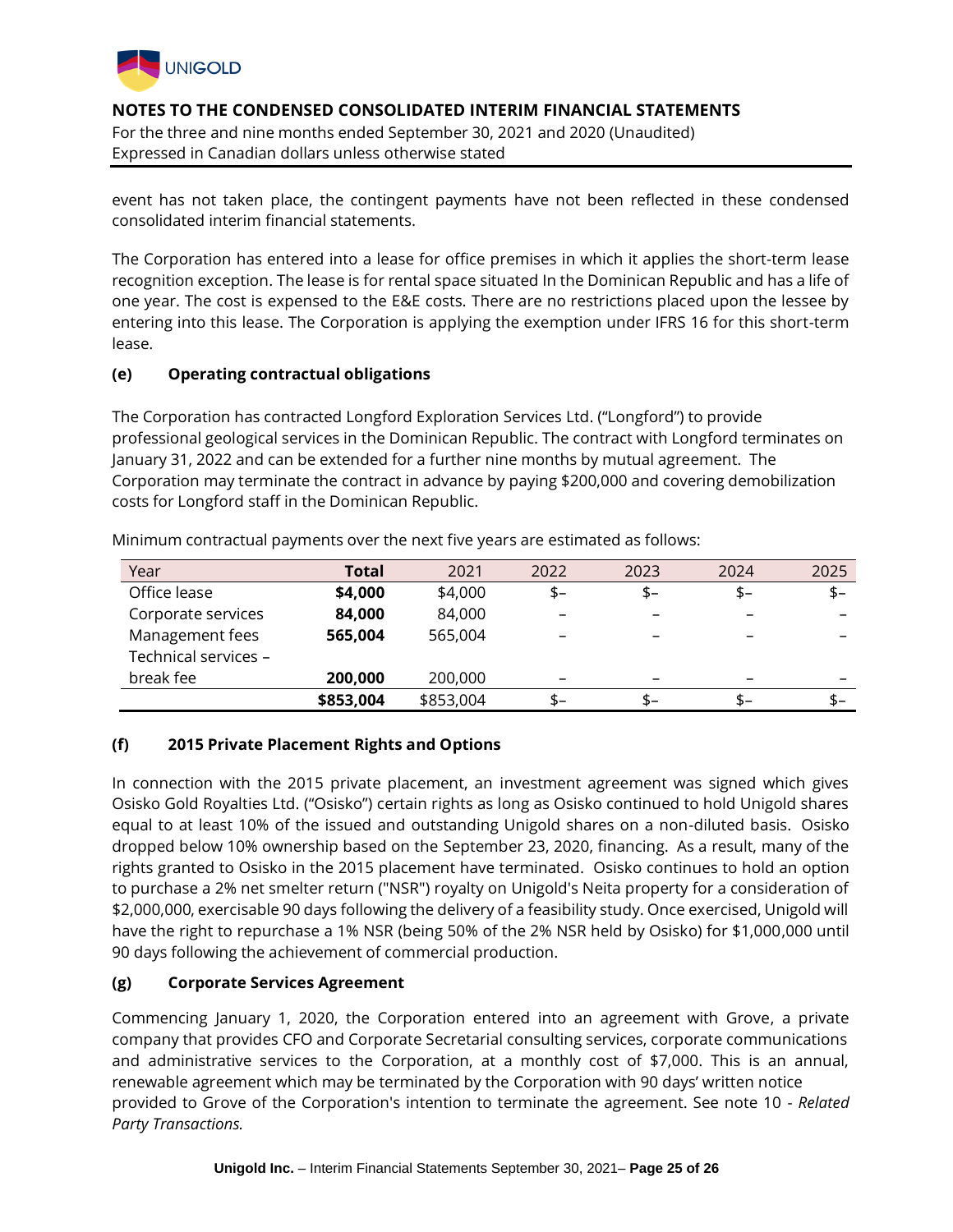event has not taken place, the contingent payments have not been reflected in these condensed consolidated interim financial statements.

The Corporation has entered into a lease for office premises in which it applies the short-term lease recognition exception. The lease is for rental space situated In the Dominican Republic and has a life of one year. The cost is expensed to the E&E costs. There are no restrictions placed upon the lessee by entering into this lease. The Corporation is applying the exemption under IFRS 16 for this short-term lease.

**(e) Operating contractual obligations**

The Corporation has contracted Longford Exploration Services Ltd. ("Longford") to provide professional geological services in the Dominican Republic. The contract with Longford terminates on January 31, 2022 and can be extended for a further nine months by mutual agreement. The Corporation may terminate the contract in advance by paying $200,000 and covering demobilization costs for Longford staff in the Dominican Republic.

Minimum contractual payments over the next five years are estimated as follows:

| Year | **Total** | 2021 | 2022 | 2023 | 2024 | 2025 |
|---|---|---|---|---|---|---|
| Office lease | **$4,000** | $4,000 | $– | $– | $– | $– |
| Corporate services | **84,000** | 84,000 | – | – | – | – |
| Management fees | **565,004** | 565,004 | – | – | – | – |
| Technical services – break fee | **200,000** | 200,000 | – | – | – | – |
| | **$853,004** | $853,004 | $– | $– | $– | $– |

**(f) 2015 Private Placement Rights and Options**

In connection with the 2015 private placement, an investment agreement was signed which gives Osisko Gold Royalties Ltd. ("Osisko") certain rights as long as Osisko continued to hold Unigold shares equal to at least 10% of the issued and outstanding Unigold shares on a non-diluted basis. Osisko dropped below 10% ownership based on the September 23, 2020, financing. As a result, many of the rights granted to Osisko in the 2015 placement have terminated. Osisko continues to hold an option to purchase a 2% net smelter return ("NSR") royalty on Unigold's Neita property for a consideration of $2,000,000, exercisable 90 days following the delivery of a feasibility study. Once exercised, Unigold will have the right to repurchase a 1% NSR (being 50% of the 2% NSR held by Osisko) for $1,000,000 until 90 days following the achievement of commercial production.

**(g) Corporate Services Agreement**

Commencing January 1, 2020, the Corporation entered into an agreement with Grove, a private company that provides CFO and Corporate Secretarial consulting services, corporate communications and administrative services to the Corporation, at a monthly cost of $7,000. This is an annual, renewable agreement which may be terminated by the Corporation with 90 days' written notice provided to Grove of the Corporation's intention to terminate the agreement. See note 10 - *Related Party Transactions.*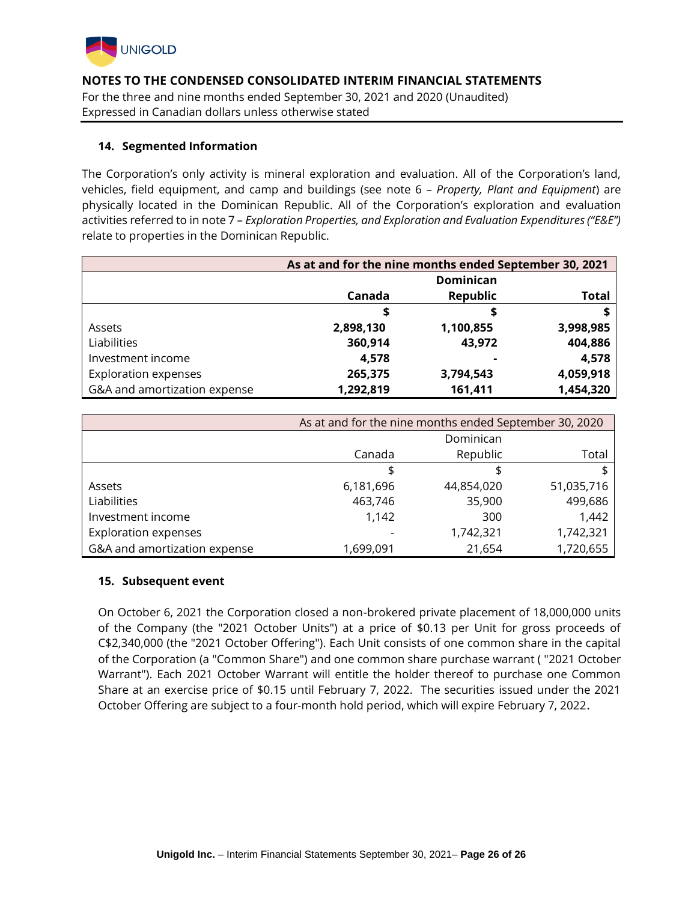## 14. Segmented Information

The Corporation's only activity is mineral exploration and evaluation. All of the Corporation's land, vehicles, field equipment, and camp and buildings (see note 6 – *Property, Plant and Equipment*) are physically located in the Dominican Republic. All of the Corporation's exploration and evaluation activities referred to in note 7 – *Exploration Properties, and Exploration and Evaluation Expenditures ("E&E")* relate to properties in the Dominican Republic.

| | **As at and for the nine months ended September 30, 2021** | | |
|---|---|---|---|
| | **Canada** | **Dominican Republic** | **Total** |
| | **$** | **$** | **$** |
| Assets | **2,898,130** | **1,100,855** | **3,998,985** |
| Liabilities | **360,914** | **43,972** | **404,886** |
| Investment income | **4,578** | **-** | **4,578** |
| Exploration expenses | **265,375** | **3,794,543** | **4,059,918** |
| G&A and amortization expense | **1,292,819** | **161,411** | **1,454,320** |

| | As at and for the nine months ended September 30, 2020 | | |
|---|---|---|---|
| | Canada | Dominican Republic | Total |
| | $ | $ | $ |
| Assets | 6,181,696 | 44,854,020 | 51,035,716 |
| Liabilities | 463,746 | 35,900 | 499,686 |
| Investment income | 1,142 | 300 | 1,442 |
| Exploration expenses | - | 1,742,321 | 1,742,321 |
| G&A and amortization expense | 1,699,091 | 21,654 | 1,720,655 |

## 15. Subsequent event

On October 6, 2021 the Corporation closed a non-brokered private placement of 18,000,000 units of the Company (the "2021 October Units") at a price of $0.13 per Unit for gross proceeds of C$2,340,000 (the "2021 October Offering"). Each Unit consists of one common share in the capital of the Corporation (a "Common Share") and one common share purchase warrant ( "2021 October Warrant"). Each 2021 October Warrant will entitle the holder thereof to purchase one Common Share at an exercise price of $0.15 until February 7, 2022. The securities issued under the 2021 October Offering are subject to a four-month hold period, which will expire February 7, 2022.